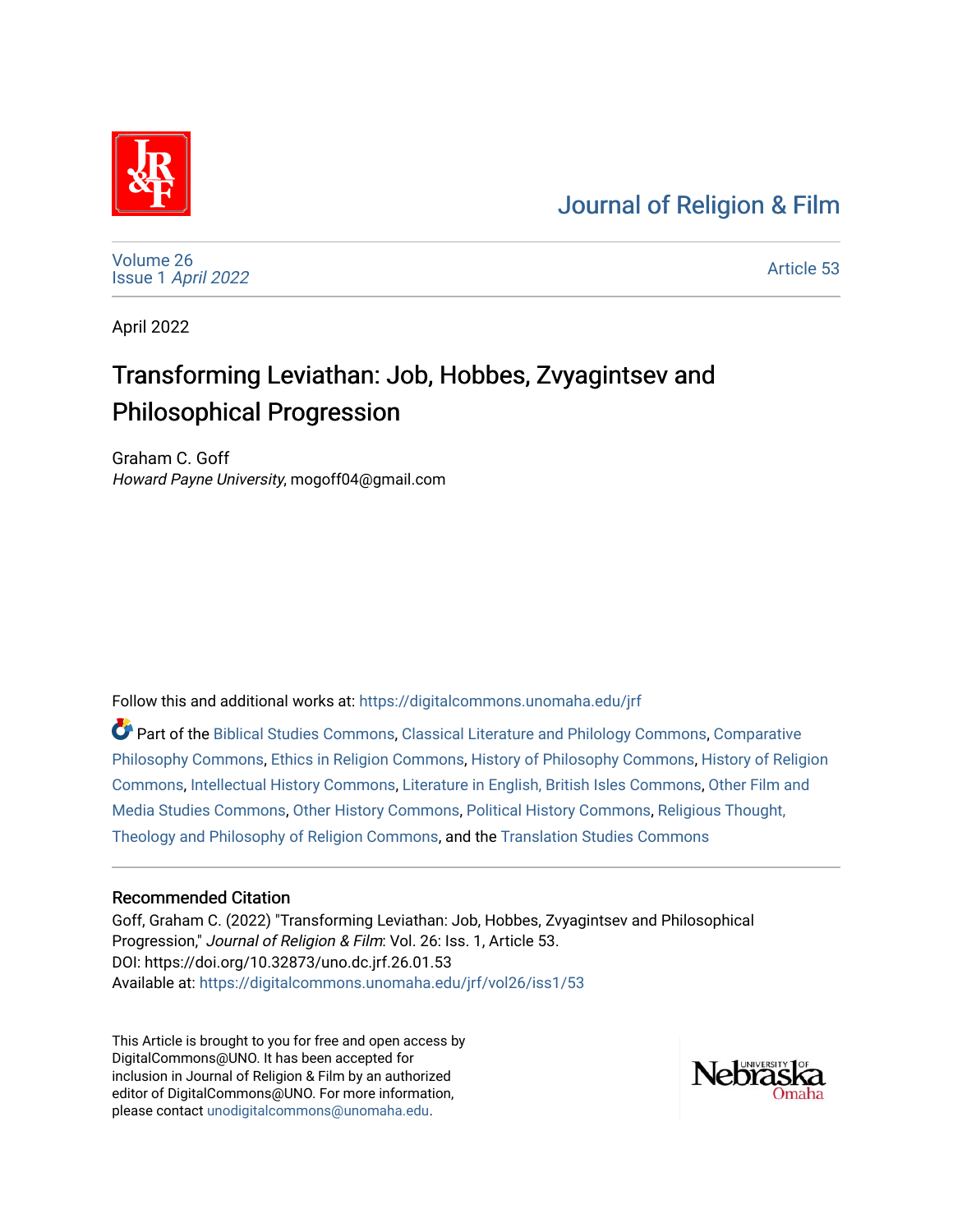Journal of Religion & Film

Volume 26
Issue 1 *April 2022*

Article 53

April 2022

# Transforming Leviathan: Job, Hobbes, Zvyagintsev and Philosophical Progression

Graham C. Goff
*Howard Payne University*, mogoff04@gmail.com

Follow this and additional works at: https://digitalcommons.unomaha.edu/jrf

Part of the Biblical Studies Commons, Classical Literature and Philology Commons, Comparative Philosophy Commons, Ethics in Religion Commons, History of Philosophy Commons, History of Religion Commons, Intellectual History Commons, Literature in English, British Isles Commons, Other Film and Media Studies Commons, Other History Commons, Political History Commons, Religious Thought, Theology and Philosophy of Religion Commons, and the Translation Studies Commons

## Recommended Citation

Goff, Graham C. (2022) "Transforming Leviathan: Job, Hobbes, Zvyagintsev and Philosophical Progression," *Journal of Religion & Film*: Vol. 26: Iss. 1, Article 53.
DOI: https://doi.org/10.32873/uno.dc.jrf.26.01.53
Available at: https://digitalcommons.unomaha.edu/jrf/vol26/iss1/53

This Article is brought to you for free and open access by DigitalCommons@UNO. It has been accepted for inclusion in Journal of Religion & Film by an authorized editor of DigitalCommons@UNO. For more information, please contact unodigitalcommons@unomaha.edu.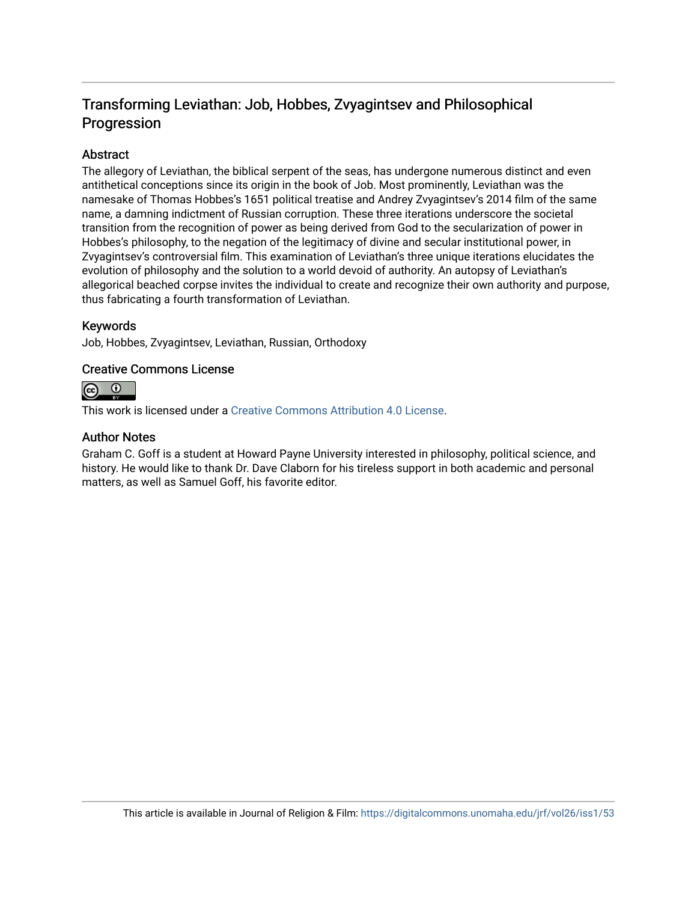# Transforming Leviathan: Job, Hobbes, Zvyagintsev and Philosophical Progression

## Abstract

The allegory of Leviathan, the biblical serpent of the seas, has undergone numerous distinct and even antithetical conceptions since its origin in the book of Job. Most prominently, Leviathan was the namesake of Thomas Hobbes's 1651 political treatise and Andrey Zvyagintsev's 2014 film of the same name, a damning indictment of Russian corruption. These three iterations underscore the societal transition from the recognition of power as being derived from God to the secularization of power in Hobbes's philosophy, to the negation of the legitimacy of divine and secular institutional power, in Zvyagintsev's controversial film. This examination of Leviathan's three unique iterations elucidates the evolution of philosophy and the solution to a world devoid of authority. An autopsy of Leviathan's allegorical beached corpse invites the individual to create and recognize their own authority and purpose, thus fabricating a fourth transformation of Leviathan.

## Keywords

Job, Hobbes, Zvyagintsev, Leviathan, Russian, Orthodoxy

## Creative Commons License

This work is licensed under a Creative Commons Attribution 4.0 License.

## Author Notes

Graham C. Goff is a student at Howard Payne University interested in philosophy, political science, and history. He would like to thank Dr. Dave Claborn for his tireless support in both academic and personal matters, as well as Samuel Goff, his favorite editor.

This article is available in Journal of Religion & Film: https://digitalcommons.unomaha.edu/jrf/vol26/iss1/53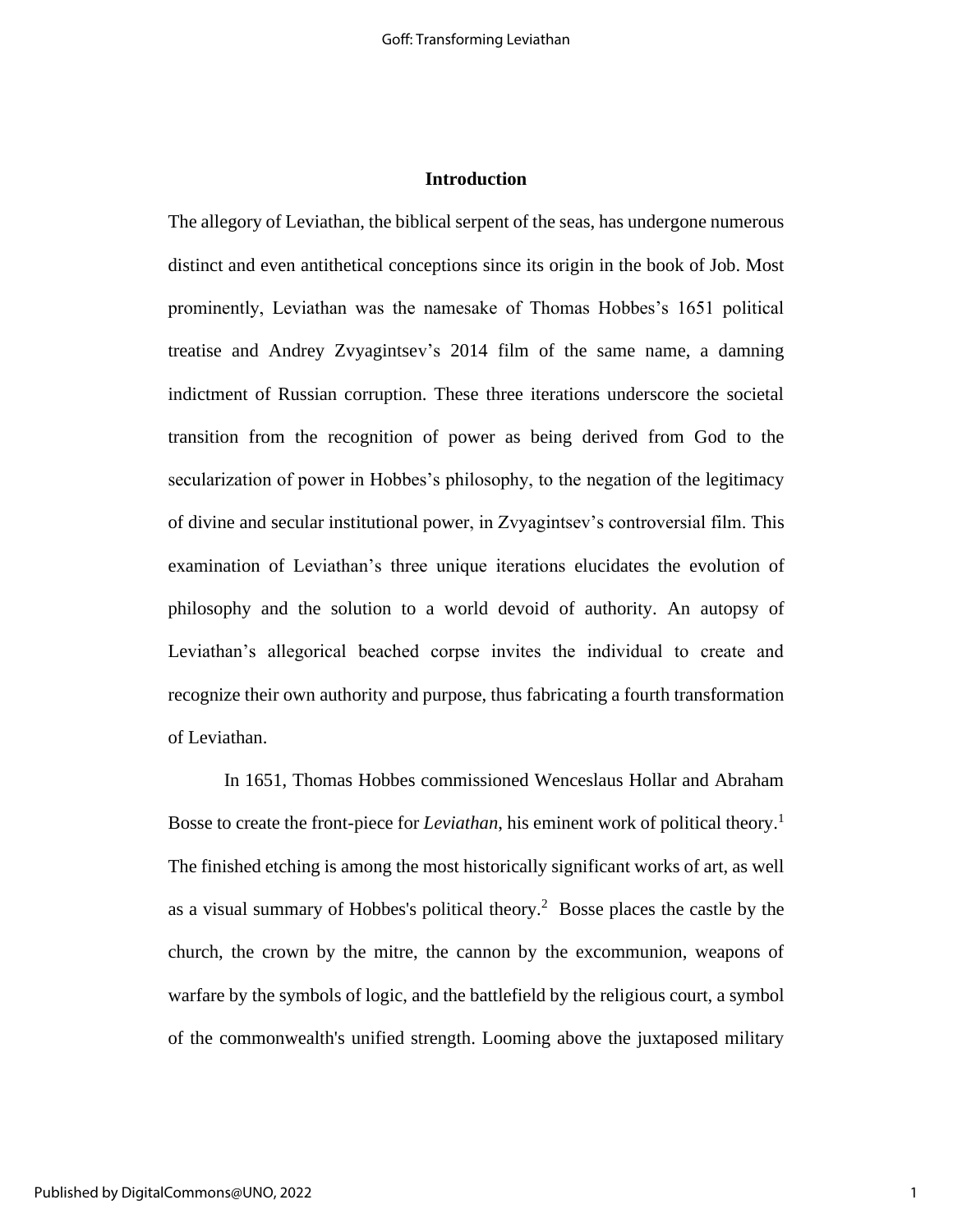## Introduction

The allegory of Leviathan, the biblical serpent of the seas, has undergone numerous distinct and even antithetical conceptions since its origin in the book of Job. Most prominently, Leviathan was the namesake of Thomas Hobbes's 1651 political treatise and Andrey Zvyagintsev's 2014 film of the same name, a damning indictment of Russian corruption. These three iterations underscore the societal transition from the recognition of power as being derived from God to the secularization of power in Hobbes's philosophy, to the negation of the legitimacy of divine and secular institutional power, in Zvyagintsev's controversial film. This examination of Leviathan's three unique iterations elucidates the evolution of philosophy and the solution to a world devoid of authority. An autopsy of Leviathan's allegorical beached corpse invites the individual to create and recognize their own authority and purpose, thus fabricating a fourth transformation of Leviathan.

In 1651, Thomas Hobbes commissioned Wenceslaus Hollar and Abraham Bosse to create the front-piece for *Leviathan*, his eminent work of political theory.[1] The finished etching is among the most historically significant works of art, as well as a visual summary of Hobbes's political theory.[2] Bosse places the castle by the church, the crown by the mitre, the cannon by the excommunion, weapons of warfare by the symbols of logic, and the battlefield by the religious court, a symbol of the commonwealth's unified strength. Looming above the juxtaposed military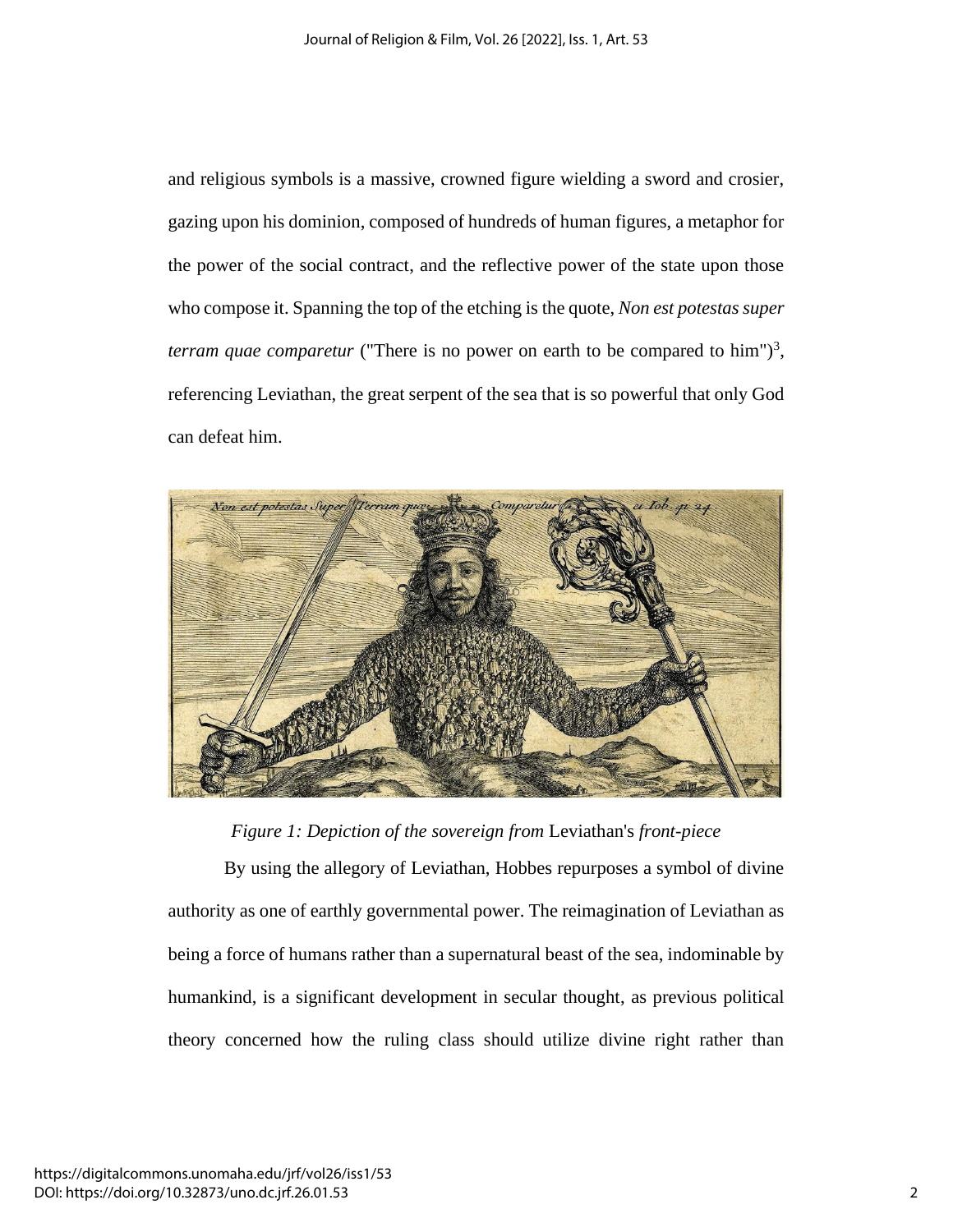and religious symbols is a massive, crowned figure wielding a sword and crosier, gazing upon his dominion, composed of hundreds of human figures, a metaphor for the power of the social contract, and the reflective power of the state upon those who compose it. Spanning the top of the etching is the quote, *Non est potestas super terram quae comparetur* ("There is no power on earth to be compared to him")[3], referencing Leviathan, the great serpent of the sea that is so powerful that only God can defeat him.

*Figure 1: Depiction of the sovereign from* Leviathan's *front-piece*

By using the allegory of Leviathan, Hobbes repurposes a symbol of divine authority as one of earthly governmental power. The reimagination of Leviathan as being a force of humans rather than a supernatural beast of the sea, indominable by humankind, is a significant development in secular thought, as previous political theory concerned how the ruling class should utilize divine right rather than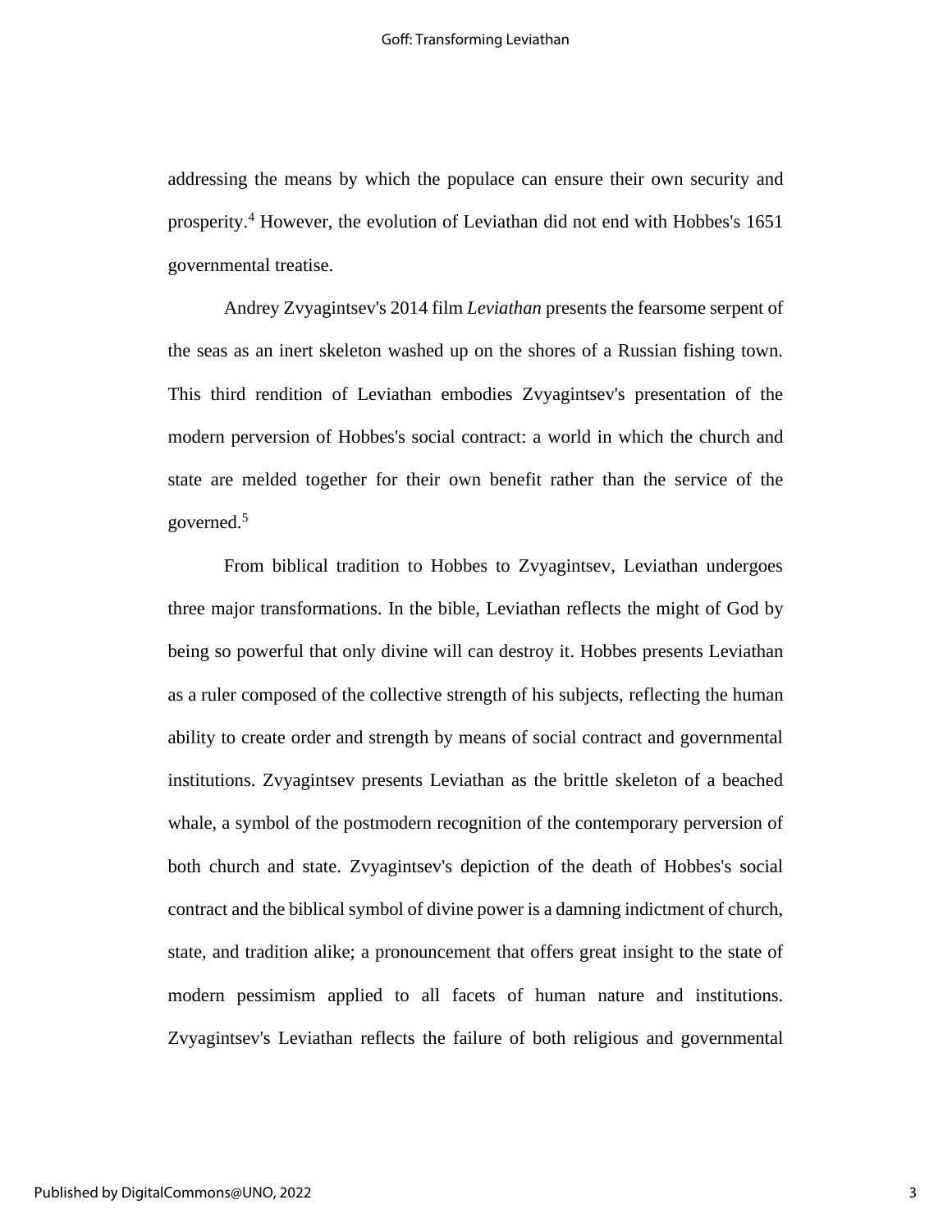addressing the means by which the populace can ensure their own security and prosperity.[4] However, the evolution of Leviathan did not end with Hobbes's 1651 governmental treatise.

Andrey Zvyagintsev's 2014 film *Leviathan* presents the fearsome serpent of the seas as an inert skeleton washed up on the shores of a Russian fishing town. This third rendition of Leviathan embodies Zvyagintsev's presentation of the modern perversion of Hobbes's social contract: a world in which the church and state are melded together for their own benefit rather than the service of the governed.[5]

From biblical tradition to Hobbes to Zvyagintsev, Leviathan undergoes three major transformations. In the bible, Leviathan reflects the might of God by being so powerful that only divine will can destroy it. Hobbes presents Leviathan as a ruler composed of the collective strength of his subjects, reflecting the human ability to create order and strength by means of social contract and governmental institutions. Zvyagintsev presents Leviathan as the brittle skeleton of a beached whale, a symbol of the postmodern recognition of the contemporary perversion of both church and state. Zvyagintsev's depiction of the death of Hobbes's social contract and the biblical symbol of divine power is a damning indictment of church, state, and tradition alike; a pronouncement that offers great insight to the state of modern pessimism applied to all facets of human nature and institutions. Zvyagintsev's Leviathan reflects the failure of both religious and governmental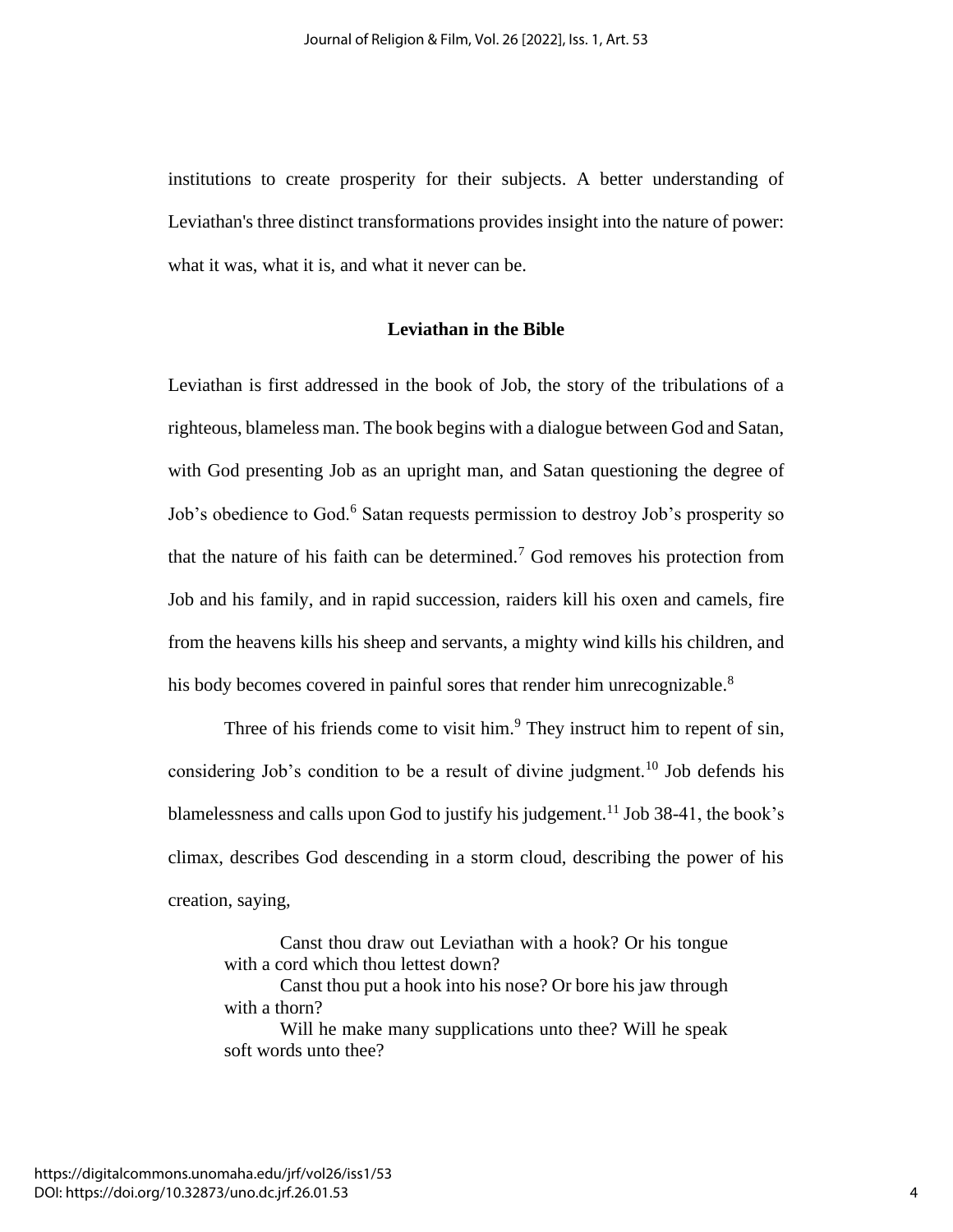institutions to create prosperity for their subjects. A better understanding of Leviathan's three distinct transformations provides insight into the nature of power: what it was, what it is, and what it never can be.

## Leviathan in the Bible

Leviathan is first addressed in the book of Job, the story of the tribulations of a righteous, blameless man. The book begins with a dialogue between God and Satan, with God presenting Job as an upright man, and Satan questioning the degree of Job's obedience to God.[6] Satan requests permission to destroy Job's prosperity so that the nature of his faith can be determined.[7] God removes his protection from Job and his family, and in rapid succession, raiders kill his oxen and camels, fire from the heavens kills his sheep and servants, a mighty wind kills his children, and his body becomes covered in painful sores that render him unrecognizable.[8]

Three of his friends come to visit him.[9] They instruct him to repent of sin, considering Job's condition to be a result of divine judgment.[10] Job defends his blamelessness and calls upon God to justify his judgement.[11] Job 38-41, the book's climax, describes God descending in a storm cloud, describing the power of his creation, saying,

> Canst thou draw out Leviathan with a hook? Or his tongue with a cord which thou lettest down?
>
> Canst thou put a hook into his nose? Or bore his jaw through with a thorn?
>
> Will he make many supplications unto thee? Will he speak soft words unto thee?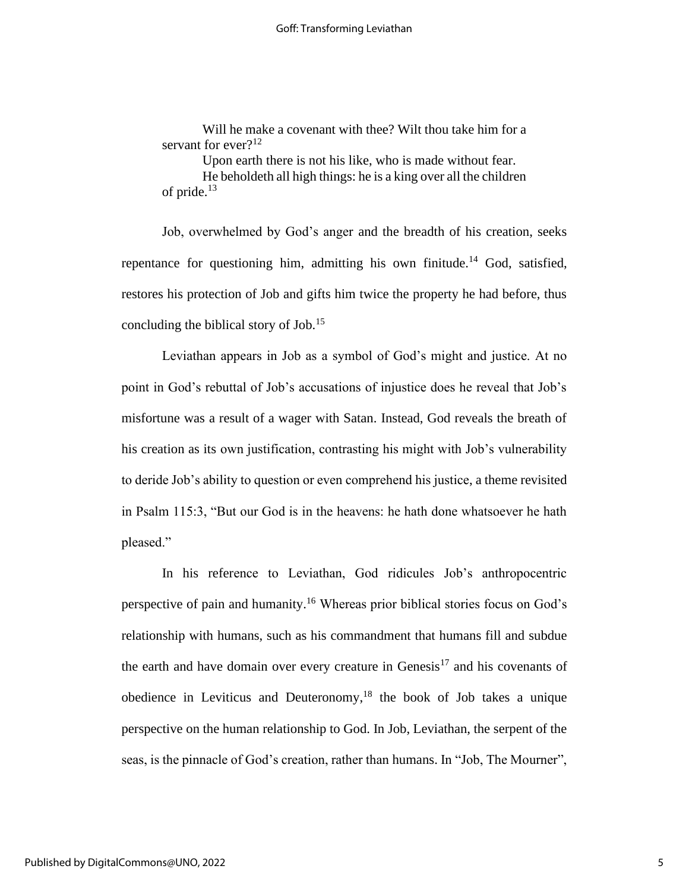> Will he make a covenant with thee? Wilt thou take him for a servant for ever?[12]
>
> Upon earth there is not his like, who is made without fear.
>
> He beholdeth all high things: he is a king over all the children of pride.[13]

Job, overwhelmed by God's anger and the breadth of his creation, seeks repentance for questioning him, admitting his own finitude.[14] God, satisfied, restores his protection of Job and gifts him twice the property he had before, thus concluding the biblical story of Job.[15]

Leviathan appears in Job as a symbol of God's might and justice. At no point in God's rebuttal of Job's accusations of injustice does he reveal that Job's misfortune was a result of a wager with Satan. Instead, God reveals the breath of his creation as its own justification, contrasting his might with Job's vulnerability to deride Job's ability to question or even comprehend his justice, a theme revisited in Psalm 115:3, "But our God is in the heavens: he hath done whatsoever he hath pleased."

In his reference to Leviathan, God ridicules Job's anthropocentric perspective of pain and humanity.[16] Whereas prior biblical stories focus on God's relationship with humans, such as his commandment that humans fill and subdue the earth and have domain over every creature in Genesis[17] and his covenants of obedience in Leviticus and Deuteronomy,[18] the book of Job takes a unique perspective on the human relationship to God. In Job, Leviathan, the serpent of the seas, is the pinnacle of God's creation, rather than humans. In "Job, The Mourner",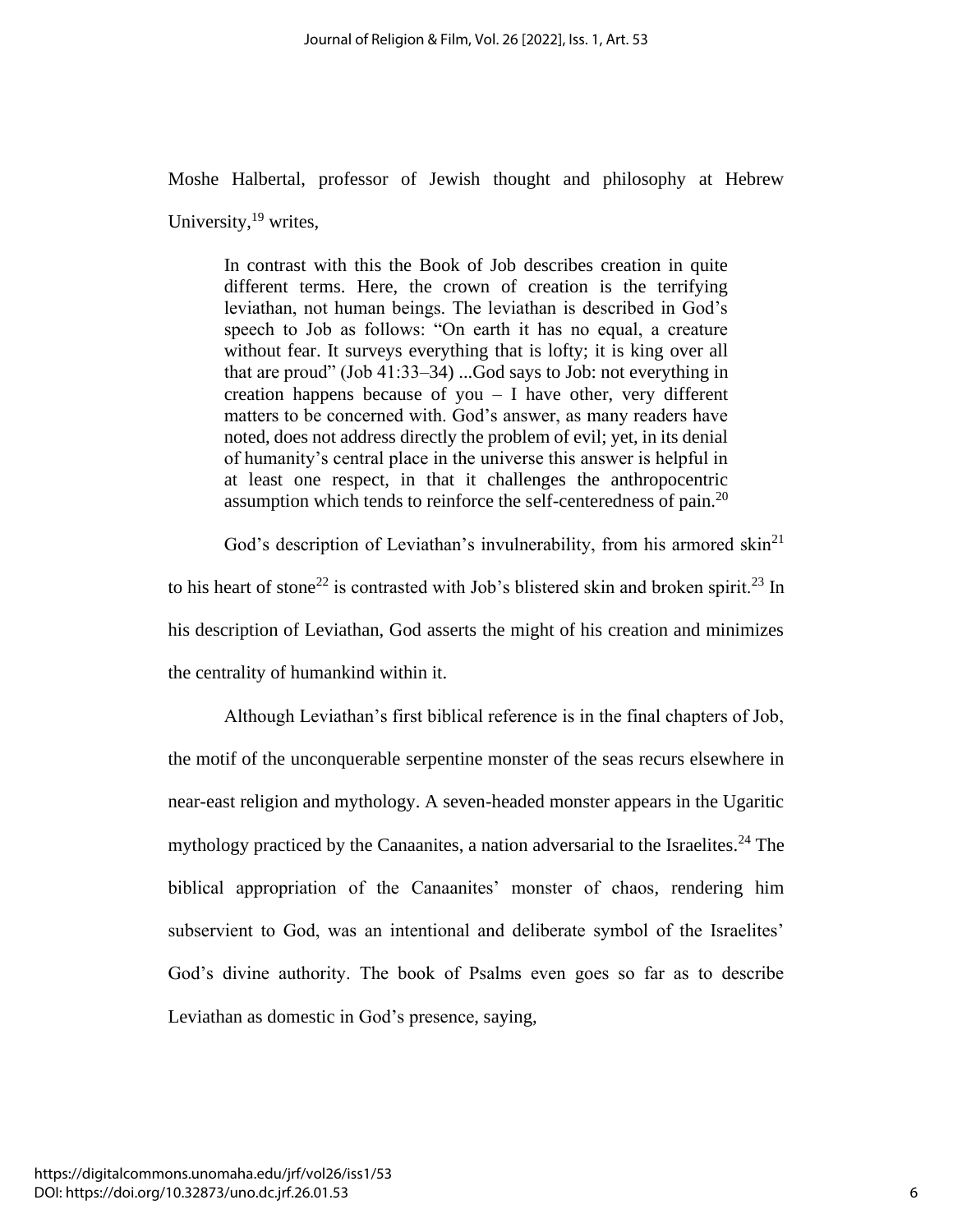Moshe Halbertal, professor of Jewish thought and philosophy at Hebrew University,[19] writes,

> In contrast with this the Book of Job describes creation in quite different terms. Here, the crown of creation is the terrifying leviathan, not human beings. The leviathan is described in God's speech to Job as follows: "On earth it has no equal, a creature without fear. It surveys everything that is lofty; it is king over all that are proud" (Job 41:33–34) ...God says to Job: not everything in creation happens because of you – I have other, very different matters to be concerned with. God's answer, as many readers have noted, does not address directly the problem of evil; yet, in its denial of humanity's central place in the universe this answer is helpful in at least one respect, in that it challenges the anthropocentric assumption which tends to reinforce the self-centeredness of pain.[20]

God's description of Leviathan's invulnerability, from his armored skin[21] to his heart of stone[22] is contrasted with Job's blistered skin and broken spirit.[23] In his description of Leviathan, God asserts the might of his creation and minimizes the centrality of humankind within it.

Although Leviathan's first biblical reference is in the final chapters of Job, the motif of the unconquerable serpentine monster of the seas recurs elsewhere in near-east religion and mythology. A seven-headed monster appears in the Ugaritic mythology practiced by the Canaanites, a nation adversarial to the Israelites.[24] The biblical appropriation of the Canaanites' monster of chaos, rendering him subservient to God, was an intentional and deliberate symbol of the Israelites' God's divine authority. The book of Psalms even goes so far as to describe Leviathan as domestic in God's presence, saying,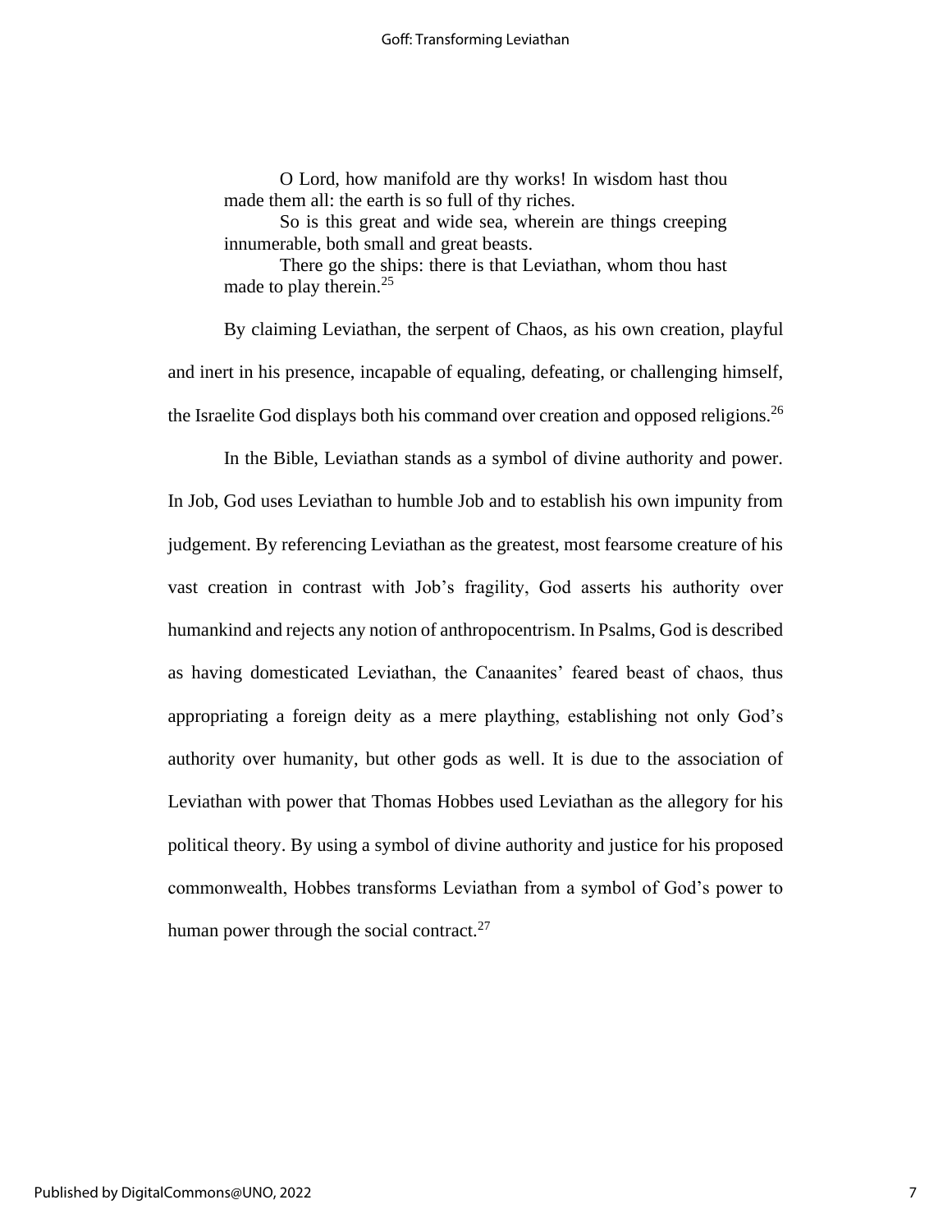> O Lord, how manifold are thy works! In wisdom hast thou made them all: the earth is so full of thy riches.
>
> So is this great and wide sea, wherein are things creeping innumerable, both small and great beasts.
>
> There go the ships: there is that Leviathan, whom thou hast made to play therein.[25]

By claiming Leviathan, the serpent of Chaos, as his own creation, playful and inert in his presence, incapable of equaling, defeating, or challenging himself, the Israelite God displays both his command over creation and opposed religions.[26]

In the Bible, Leviathan stands as a symbol of divine authority and power. In Job, God uses Leviathan to humble Job and to establish his own impunity from judgement. By referencing Leviathan as the greatest, most fearsome creature of his vast creation in contrast with Job's fragility, God asserts his authority over humankind and rejects any notion of anthropocentrism. In Psalms, God is described as having domesticated Leviathan, the Canaanites' feared beast of chaos, thus appropriating a foreign deity as a mere plaything, establishing not only God's authority over humanity, but other gods as well. It is due to the association of Leviathan with power that Thomas Hobbes used Leviathan as the allegory for his political theory. By using a symbol of divine authority and justice for his proposed commonwealth, Hobbes transforms Leviathan from a symbol of God's power to human power through the social contract.[27]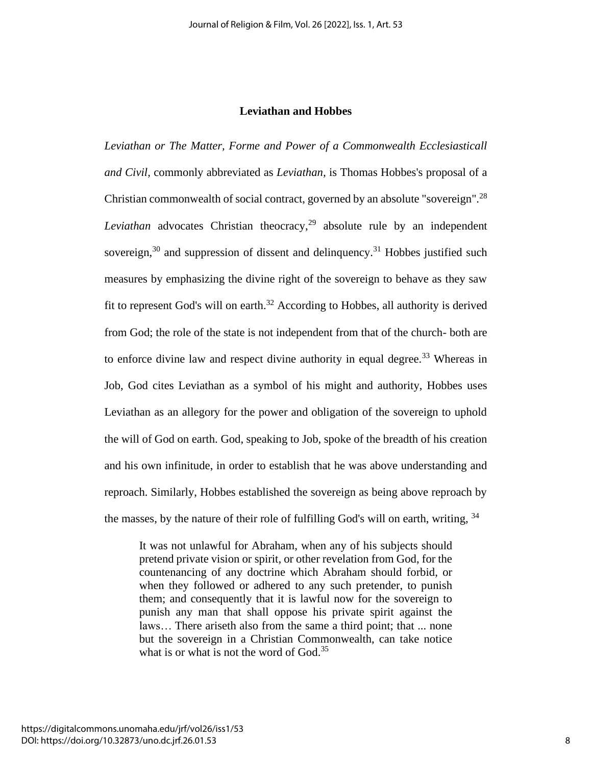## Leviathan and Hobbes

*Leviathan or The Matter, Forme and Power of a Commonwealth Ecclesiasticall and Civil,* commonly abbreviated as *Leviathan,* is Thomas Hobbes's proposal of a Christian commonwealth of social contract, governed by an absolute "sovereign".[28] *Leviathan* advocates Christian theocracy,[29] absolute rule by an independent sovereign,[30] and suppression of dissent and delinquency.[31] Hobbes justified such measures by emphasizing the divine right of the sovereign to behave as they saw fit to represent God's will on earth.[32] According to Hobbes, all authority is derived from God; the role of the state is not independent from that of the church- both are to enforce divine law and respect divine authority in equal degree.[33] Whereas in Job, God cites Leviathan as a symbol of his might and authority, Hobbes uses Leviathan as an allegory for the power and obligation of the sovereign to uphold the will of God on earth. God, speaking to Job, spoke of the breadth of his creation and his own infinitude, in order to establish that he was above understanding and reproach. Similarly, Hobbes established the sovereign as being above reproach by the masses, by the nature of their role of fulfilling God's will on earth, writing, [34]

> It was not unlawful for Abraham, when any of his subjects should pretend private vision or spirit, or other revelation from God, for the countenancing of any doctrine which Abraham should forbid, or when they followed or adhered to any such pretender, to punish them; and consequently that it is lawful now for the sovereign to punish any man that shall oppose his private spirit against the laws… There ariseth also from the same a third point; that ... none but the sovereign in a Christian Commonwealth, can take notice what is or what is not the word of God.[35]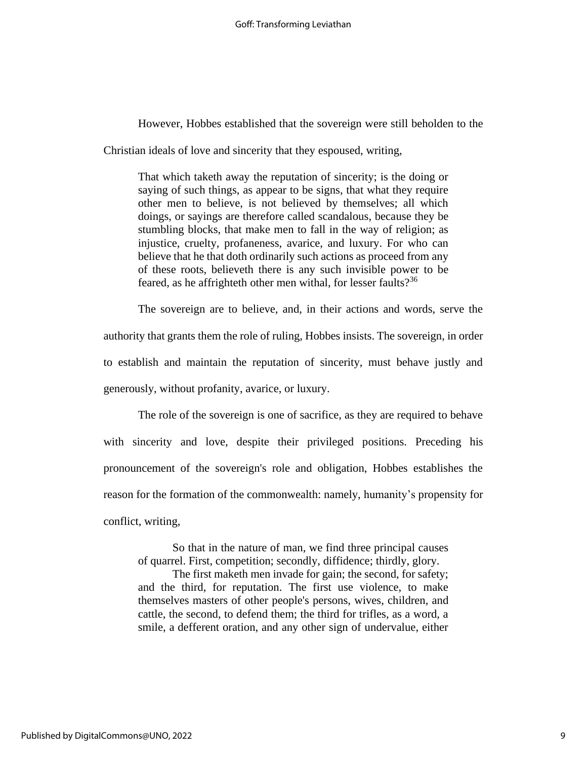However, Hobbes established that the sovereign were still beholden to the Christian ideals of love and sincerity that they espoused, writing,

> That which taketh away the reputation of sincerity; is the doing or saying of such things, as appear to be signs, that what they require other men to believe, is not believed by themselves; all which doings, or sayings are therefore called scandalous, because they be stumbling blocks, that make men to fall in the way of religion; as injustice, cruelty, profaneness, avarice, and luxury. For who can believe that he that doth ordinarily such actions as proceed from any of these roots, believeth there is any such invisible power to be feared, as he affrighteth other men withal, for lesser faults?[36]

The sovereign are to believe, and, in their actions and words, serve the authority that grants them the role of ruling, Hobbes insists. The sovereign, in order to establish and maintain the reputation of sincerity, must behave justly and generously, without profanity, avarice, or luxury.

The role of the sovereign is one of sacrifice, as they are required to behave with sincerity and love, despite their privileged positions. Preceding his pronouncement of the sovereign's role and obligation, Hobbes establishes the reason for the formation of the commonwealth: namely, humanity's propensity for conflict, writing,

> So that in the nature of man, we find three principal causes of quarrel. First, competition; secondly, diffidence; thirdly, glory.
>
> The first maketh men invade for gain; the second, for safety; and the third, for reputation. The first use violence, to make themselves masters of other people's persons, wives, children, and cattle, the second, to defend them; the third for trifles, as a word, a smile, a defferent oration, and any other sign of undervalue, either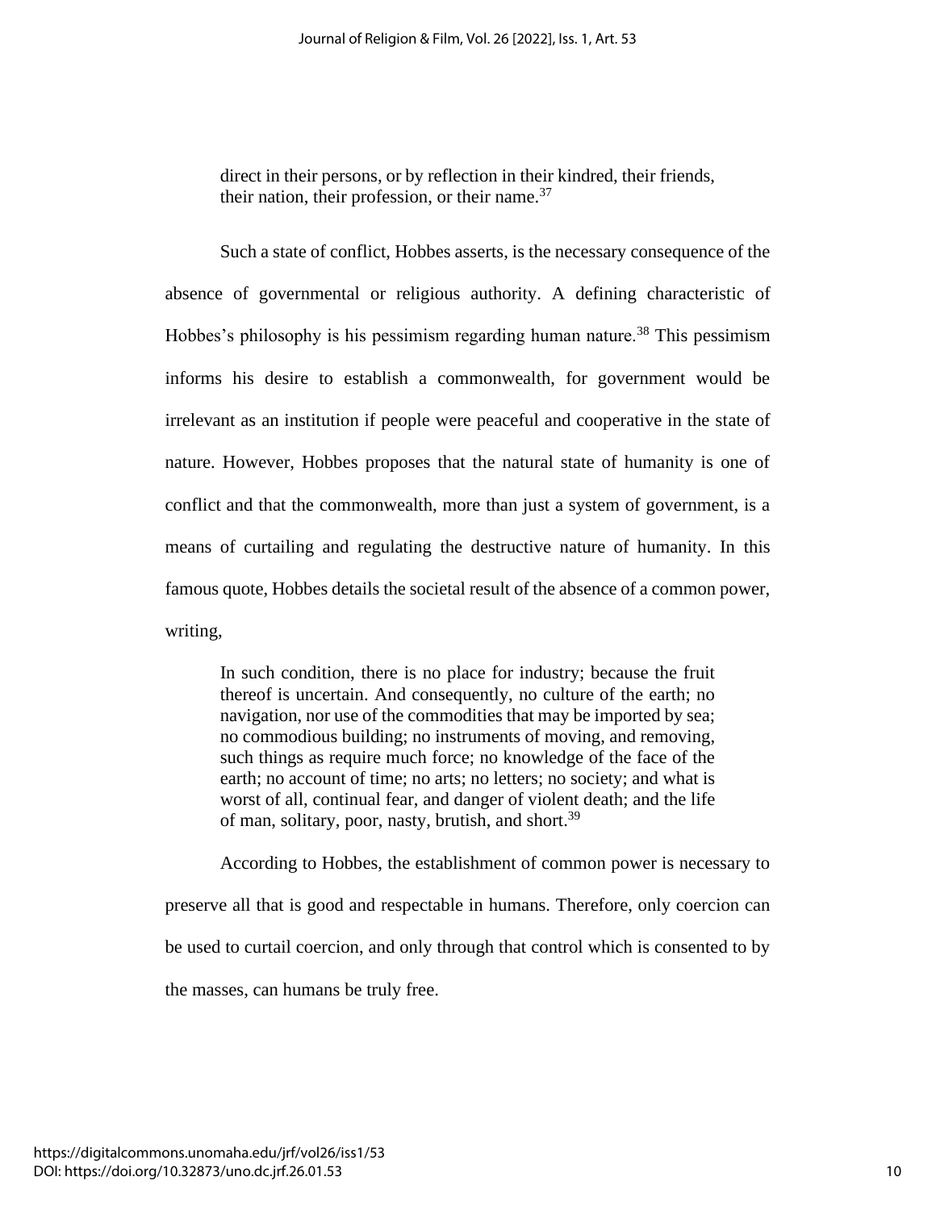> direct in their persons, or by reflection in their kindred, their friends, their nation, their profession, or their name.[37]

Such a state of conflict, Hobbes asserts, is the necessary consequence of the absence of governmental or religious authority. A defining characteristic of Hobbes's philosophy is his pessimism regarding human nature.[38] This pessimism informs his desire to establish a commonwealth, for government would be irrelevant as an institution if people were peaceful and cooperative in the state of nature. However, Hobbes proposes that the natural state of humanity is one of conflict and that the commonwealth, more than just a system of government, is a means of curtailing and regulating the destructive nature of humanity. In this famous quote, Hobbes details the societal result of the absence of a common power, writing,

> In such condition, there is no place for industry; because the fruit thereof is uncertain. And consequently, no culture of the earth; no navigation, nor use of the commodities that may be imported by sea; no commodious building; no instruments of moving, and removing, such things as require much force; no knowledge of the face of the earth; no account of time; no arts; no letters; no society; and what is worst of all, continual fear, and danger of violent death; and the life of man, solitary, poor, nasty, brutish, and short.[39]

According to Hobbes, the establishment of common power is necessary to preserve all that is good and respectable in humans. Therefore, only coercion can be used to curtail coercion, and only through that control which is consented to by the masses, can humans be truly free.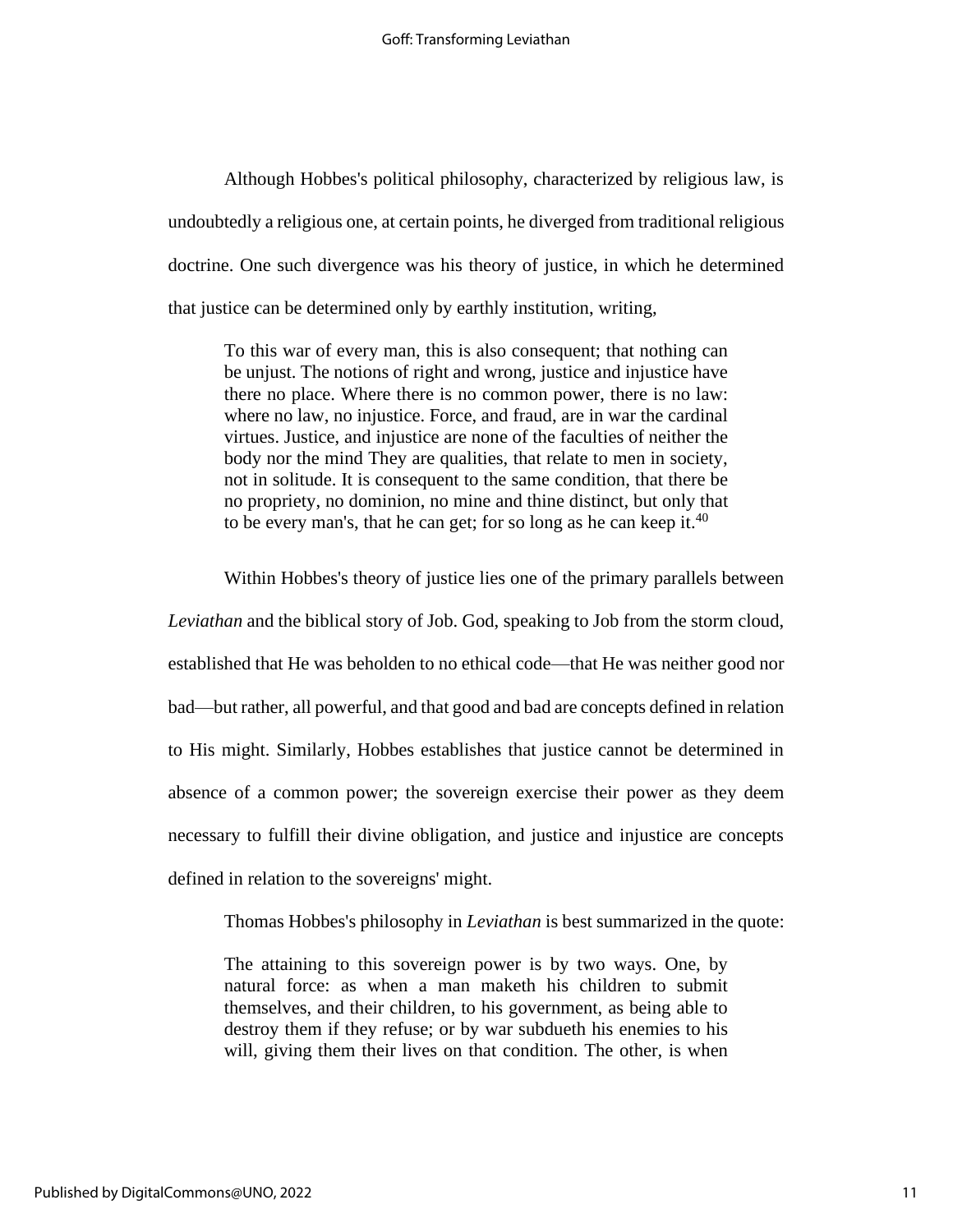Although Hobbes's political philosophy, characterized by religious law, is undoubtedly a religious one, at certain points, he diverged from traditional religious doctrine. One such divergence was his theory of justice, in which he determined that justice can be determined only by earthly institution, writing,

> To this war of every man, this is also consequent; that nothing can be unjust. The notions of right and wrong, justice and injustice have there no place. Where there is no common power, there is no law: where no law, no injustice. Force, and fraud, are in war the cardinal virtues. Justice, and injustice are none of the faculties of neither the body nor the mind They are qualities, that relate to men in society, not in solitude. It is consequent to the same condition, that there be no propriety, no dominion, no mine and thine distinct, but only that to be every man's, that he can get; for so long as he can keep it.[40]

Within Hobbes's theory of justice lies one of the primary parallels between *Leviathan* and the biblical story of Job. God, speaking to Job from the storm cloud, established that He was beholden to no ethical code—that He was neither good nor bad—but rather, all powerful, and that good and bad are concepts defined in relation to His might. Similarly, Hobbes establishes that justice cannot be determined in absence of a common power; the sovereign exercise their power as they deem necessary to fulfill their divine obligation, and justice and injustice are concepts defined in relation to the sovereigns' might.

Thomas Hobbes's philosophy in *Leviathan* is best summarized in the quote:

> The attaining to this sovereign power is by two ways. One, by natural force: as when a man maketh his children to submit themselves, and their children, to his government, as being able to destroy them if they refuse; or by war subdueth his enemies to his will, giving them their lives on that condition. The other, is when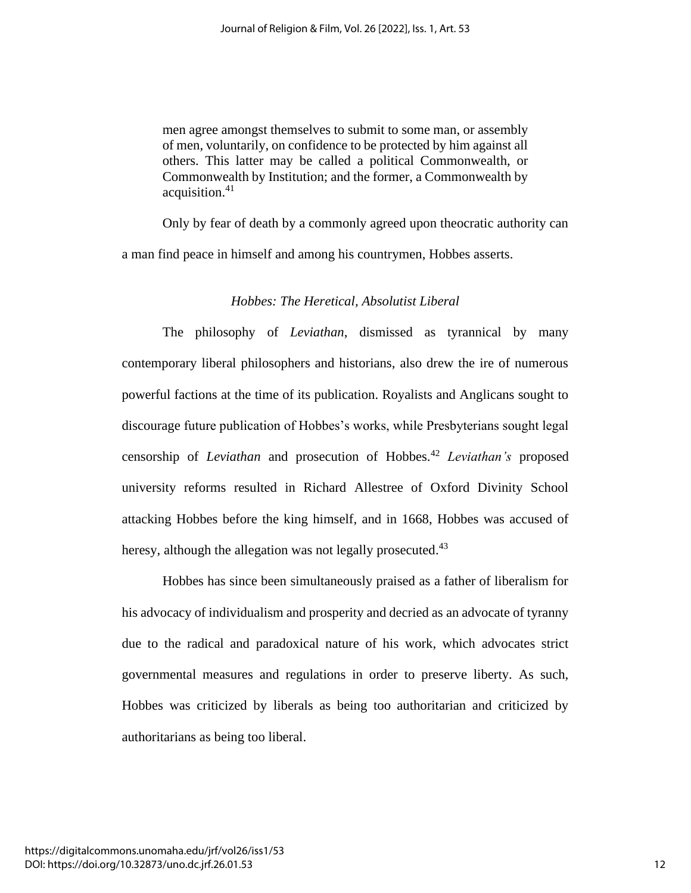> men agree amongst themselves to submit to some man, or assembly of men, voluntarily, on confidence to be protected by him against all others. This latter may be called a political Commonwealth, or Commonwealth by Institution; and the former, a Commonwealth by acquisition.[41]

Only by fear of death by a commonly agreed upon theocratic authority can a man find peace in himself and among his countrymen, Hobbes asserts.

### *Hobbes: The Heretical, Absolutist Liberal*

The philosophy of *Leviathan*, dismissed as tyrannical by many contemporary liberal philosophers and historians, also drew the ire of numerous powerful factions at the time of its publication. Royalists and Anglicans sought to discourage future publication of Hobbes's works, while Presbyterians sought legal censorship of *Leviathan* and prosecution of Hobbes.[42] *Leviathan's* proposed university reforms resulted in Richard Allestree of Oxford Divinity School attacking Hobbes before the king himself, and in 1668, Hobbes was accused of heresy, although the allegation was not legally prosecuted.[43]

Hobbes has since been simultaneously praised as a father of liberalism for his advocacy of individualism and prosperity and decried as an advocate of tyranny due to the radical and paradoxical nature of his work, which advocates strict governmental measures and regulations in order to preserve liberty. As such, Hobbes was criticized by liberals as being too authoritarian and criticized by authoritarians as being too liberal.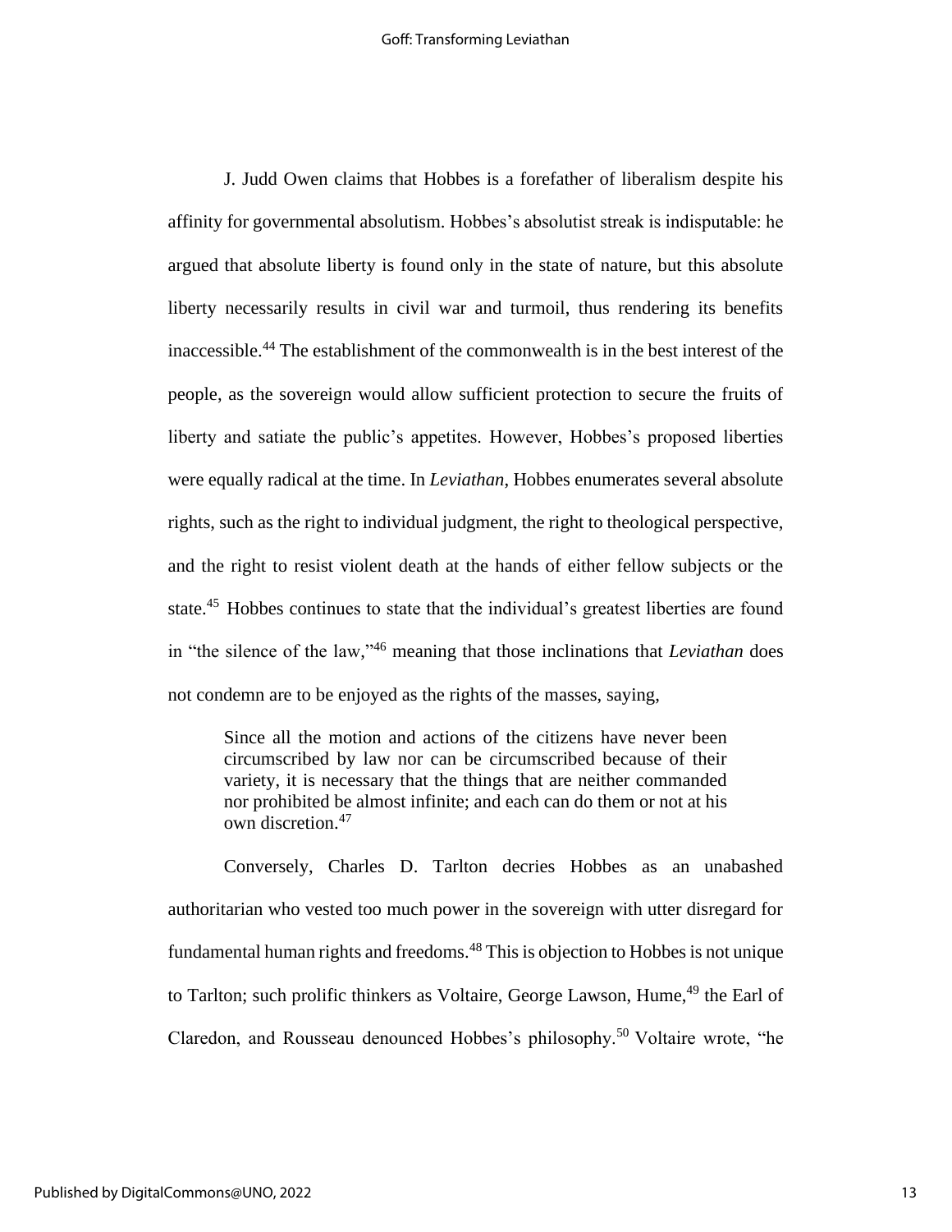J. Judd Owen claims that Hobbes is a forefather of liberalism despite his affinity for governmental absolutism. Hobbes's absolutist streak is indisputable: he argued that absolute liberty is found only in the state of nature, but this absolute liberty necessarily results in civil war and turmoil, thus rendering its benefits inaccessible.[44] The establishment of the commonwealth is in the best interest of the people, as the sovereign would allow sufficient protection to secure the fruits of liberty and satiate the public's appetites. However, Hobbes's proposed liberties were equally radical at the time. In *Leviathan*, Hobbes enumerates several absolute rights, such as the right to individual judgment, the right to theological perspective, and the right to resist violent death at the hands of either fellow subjects or the state.[45] Hobbes continues to state that the individual's greatest liberties are found in "the silence of the law,"[46] meaning that those inclinations that *Leviathan* does not condemn are to be enjoyed as the rights of the masses, saying,

> Since all the motion and actions of the citizens have never been circumscribed by law nor can be circumscribed because of their variety, it is necessary that the things that are neither commanded nor prohibited be almost infinite; and each can do them or not at his own discretion.[47]

Conversely, Charles D. Tarlton decries Hobbes as an unabashed authoritarian who vested too much power in the sovereign with utter disregard for fundamental human rights and freedoms.[48] This is objection to Hobbes is not unique to Tarlton; such prolific thinkers as Voltaire, George Lawson, Hume,[49] the Earl of Claredon, and Rousseau denounced Hobbes's philosophy.[50] Voltaire wrote, "he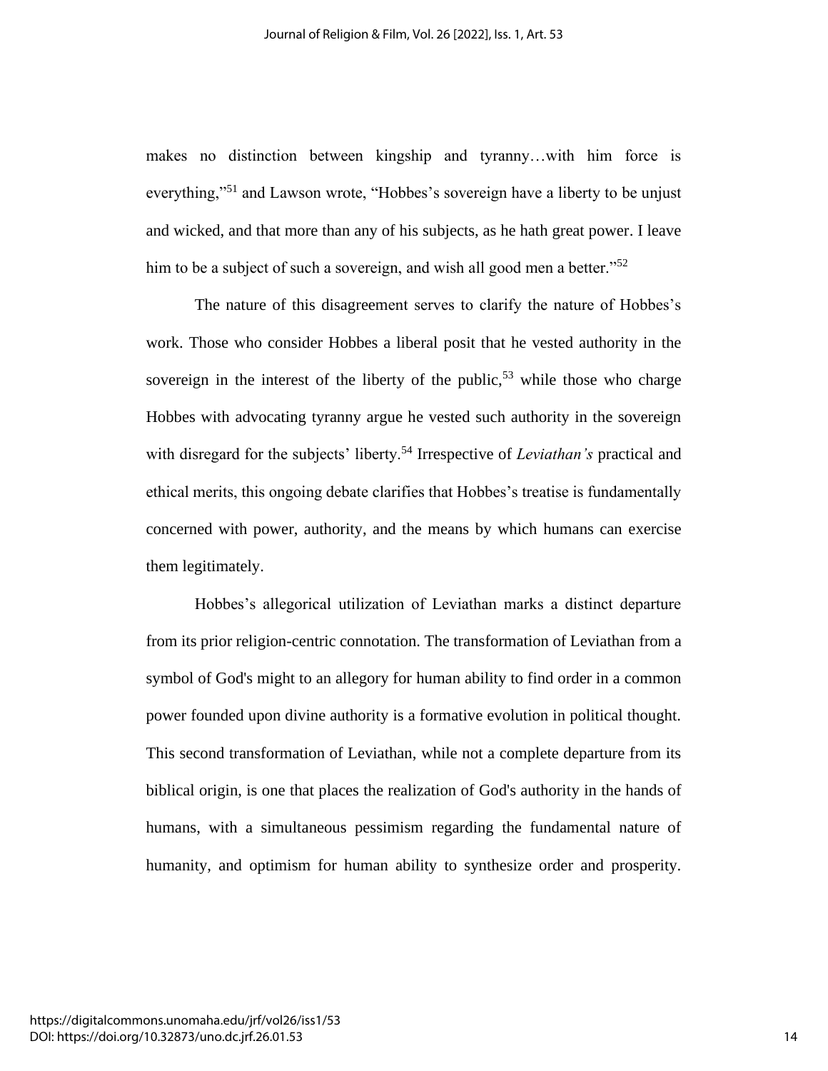makes no distinction between kingship and tyranny…with him force is everything,"[51] and Lawson wrote, "Hobbes's sovereign have a liberty to be unjust and wicked, and that more than any of his subjects, as he hath great power. I leave him to be a subject of such a sovereign, and wish all good men a better."[52]

The nature of this disagreement serves to clarify the nature of Hobbes's work. Those who consider Hobbes a liberal posit that he vested authority in the sovereign in the interest of the liberty of the public,[53] while those who charge Hobbes with advocating tyranny argue he vested such authority in the sovereign with disregard for the subjects' liberty.[54] Irrespective of *Leviathan's* practical and ethical merits, this ongoing debate clarifies that Hobbes's treatise is fundamentally concerned with power, authority, and the means by which humans can exercise them legitimately.

Hobbes's allegorical utilization of Leviathan marks a distinct departure from its prior religion-centric connotation. The transformation of Leviathan from a symbol of God's might to an allegory for human ability to find order in a common power founded upon divine authority is a formative evolution in political thought. This second transformation of Leviathan, while not a complete departure from its biblical origin, is one that places the realization of God's authority in the hands of humans, with a simultaneous pessimism regarding the fundamental nature of humanity, and optimism for human ability to synthesize order and prosperity.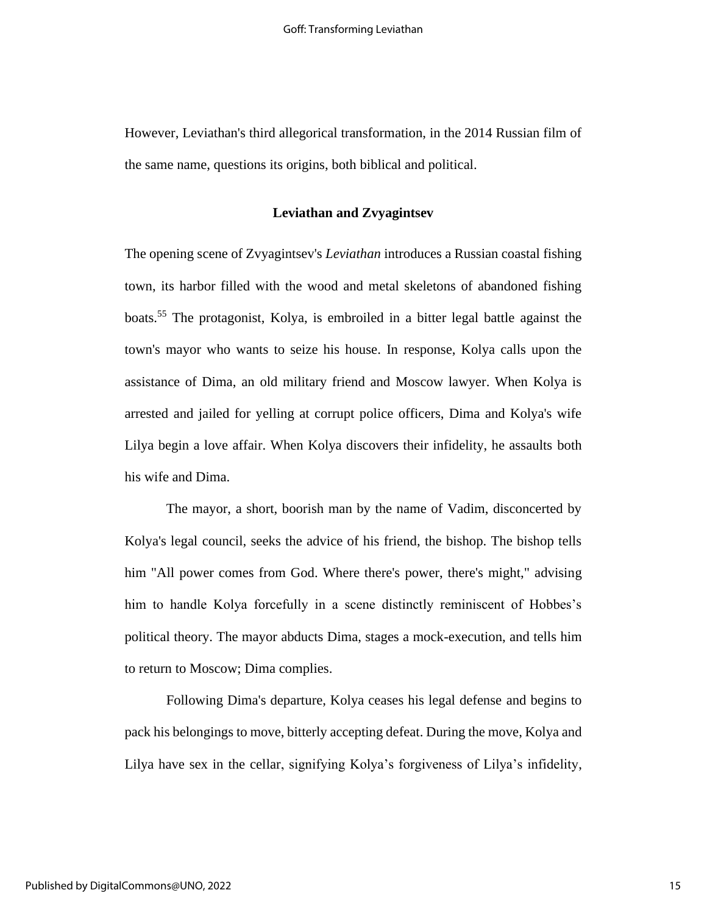However, Leviathan's third allegorical transformation, in the 2014 Russian film of the same name, questions its origins, both biblical and political.

### Leviathan and Zvyagintsev

The opening scene of Zvyagintsev's *Leviathan* introduces a Russian coastal fishing town, its harbor filled with the wood and metal skeletons of abandoned fishing boats.[55] The protagonist, Kolya, is embroiled in a bitter legal battle against the town's mayor who wants to seize his house. In response, Kolya calls upon the assistance of Dima, an old military friend and Moscow lawyer. When Kolya is arrested and jailed for yelling at corrupt police officers, Dima and Kolya's wife Lilya begin a love affair. When Kolya discovers their infidelity, he assaults both his wife and Dima.

The mayor, a short, boorish man by the name of Vadim, disconcerted by Kolya's legal council, seeks the advice of his friend, the bishop. The bishop tells him "All power comes from God. Where there's power, there's might," advising him to handle Kolya forcefully in a scene distinctly reminiscent of Hobbes's political theory. The mayor abducts Dima, stages a mock-execution, and tells him to return to Moscow; Dima complies.

Following Dima's departure, Kolya ceases his legal defense and begins to pack his belongings to move, bitterly accepting defeat. During the move, Kolya and Lilya have sex in the cellar, signifying Kolya's forgiveness of Lilya's infidelity,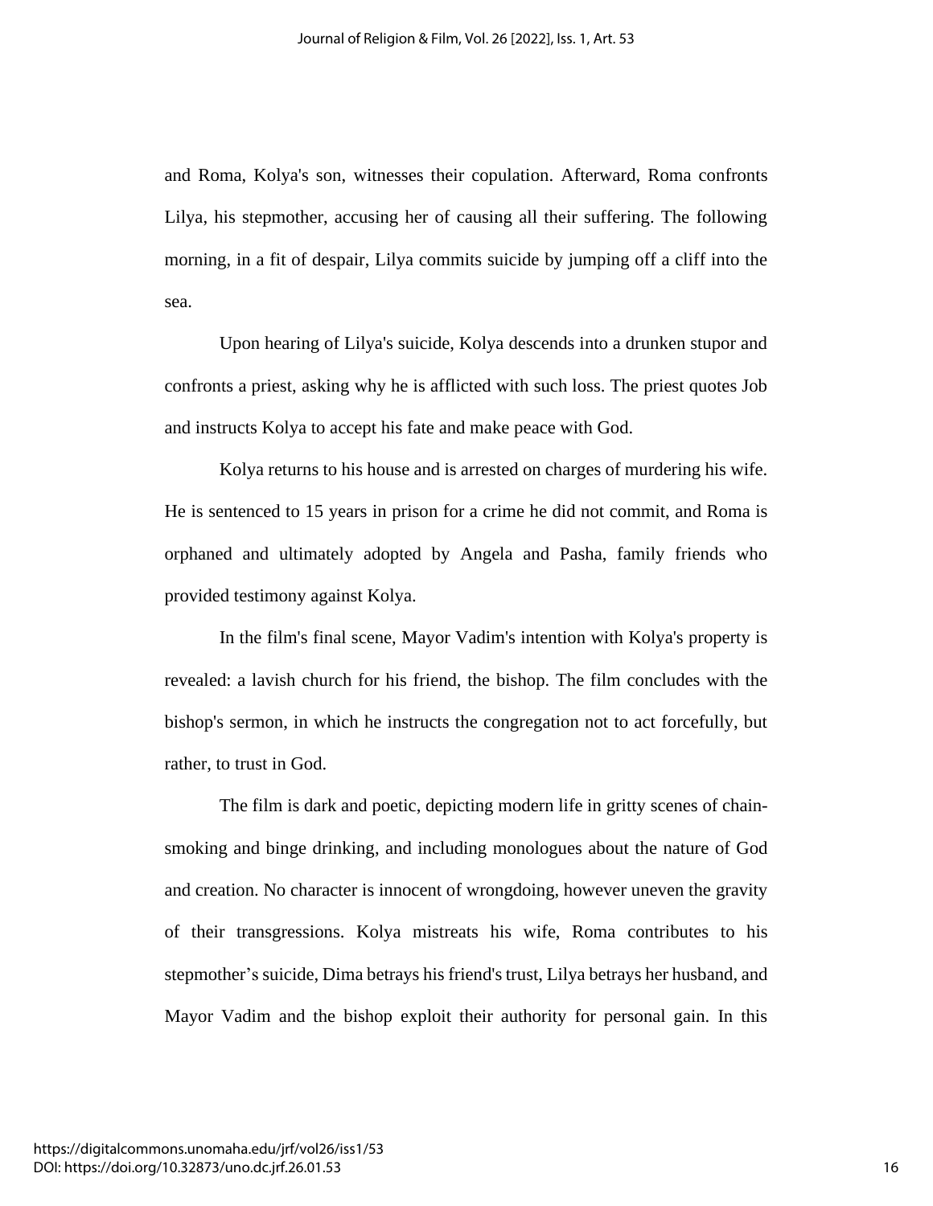and Roma, Kolya's son, witnesses their copulation. Afterward, Roma confronts Lilya, his stepmother, accusing her of causing all their suffering. The following morning, in a fit of despair, Lilya commits suicide by jumping off a cliff into the sea.

Upon hearing of Lilya's suicide, Kolya descends into a drunken stupor and confronts a priest, asking why he is afflicted with such loss. The priest quotes Job and instructs Kolya to accept his fate and make peace with God.

Kolya returns to his house and is arrested on charges of murdering his wife. He is sentenced to 15 years in prison for a crime he did not commit, and Roma is orphaned and ultimately adopted by Angela and Pasha, family friends who provided testimony against Kolya.

In the film's final scene, Mayor Vadim's intention with Kolya's property is revealed: a lavish church for his friend, the bishop. The film concludes with the bishop's sermon, in which he instructs the congregation not to act forcefully, but rather, to trust in God.

The film is dark and poetic, depicting modern life in gritty scenes of chain-smoking and binge drinking, and including monologues about the nature of God and creation. No character is innocent of wrongdoing, however uneven the gravity of their transgressions. Kolya mistreats his wife, Roma contributes to his stepmother's suicide, Dima betrays his friend's trust, Lilya betrays her husband, and Mayor Vadim and the bishop exploit their authority for personal gain. In this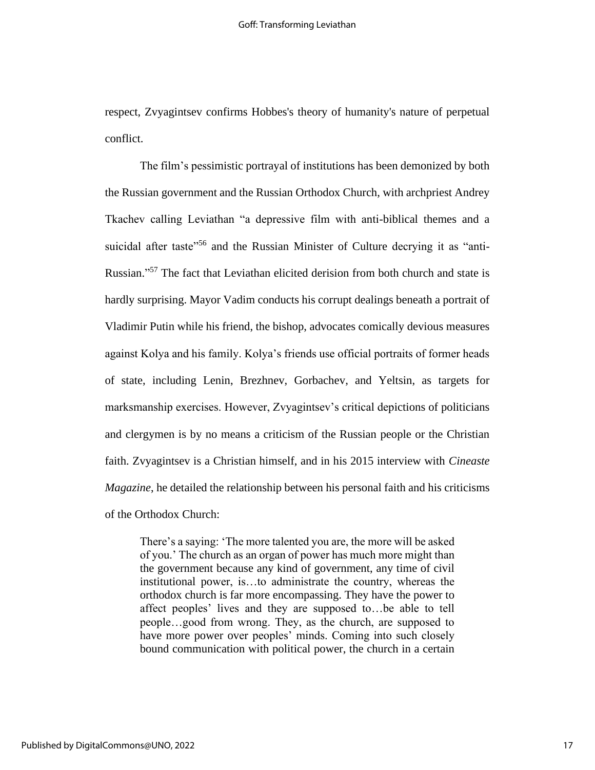respect, Zvyagintsev confirms Hobbes's theory of humanity's nature of perpetual conflict.

The film's pessimistic portrayal of institutions has been demonized by both the Russian government and the Russian Orthodox Church, with archpriest Andrey Tkachev calling Leviathan "a depressive film with anti-biblical themes and a suicidal after taste"[56] and the Russian Minister of Culture decrying it as "anti-Russian."[57] The fact that Leviathan elicited derision from both church and state is hardly surprising. Mayor Vadim conducts his corrupt dealings beneath a portrait of Vladimir Putin while his friend, the bishop, advocates comically devious measures against Kolya and his family. Kolya's friends use official portraits of former heads of state, including Lenin, Brezhnev, Gorbachev, and Yeltsin, as targets for marksmanship exercises. However, Zvyagintsev's critical depictions of politicians and clergymen is by no means a criticism of the Russian people or the Christian faith. Zvyagintsev is a Christian himself, and in his 2015 interview with *Cineaste Magazine*, he detailed the relationship between his personal faith and his criticisms of the Orthodox Church:

> There's a saying: 'The more talented you are, the more will be asked of you.' The church as an organ of power has much more might than the government because any kind of government, any time of civil institutional power, is…to administrate the country, whereas the orthodox church is far more encompassing. They have the power to affect peoples' lives and they are supposed to…be able to tell people…good from wrong. They, as the church, are supposed to have more power over peoples' minds. Coming into such closely bound communication with political power, the church in a certain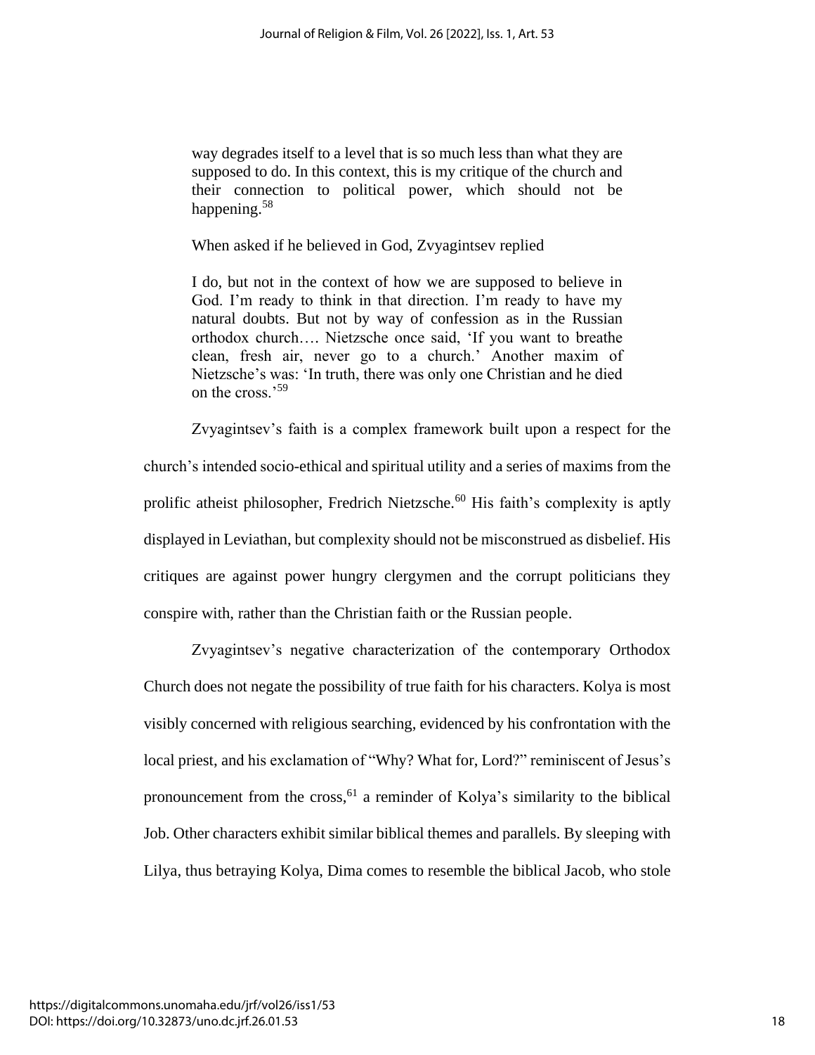> way degrades itself to a level that is so much less than what they are supposed to do. In this context, this is my critique of the church and their connection to political power, which should not be happening.[58]

When asked if he believed in God, Zvyagintsev replied

> I do, but not in the context of how we are supposed to believe in God. I'm ready to think in that direction. I'm ready to have my natural doubts. But not by way of confession as in the Russian orthodox church…. Nietzsche once said, 'If you want to breathe clean, fresh air, never go to a church.' Another maxim of Nietzsche's was: 'In truth, there was only one Christian and he died on the cross.'[59]

Zvyagintsev's faith is a complex framework built upon a respect for the church's intended socio-ethical and spiritual utility and a series of maxims from the prolific atheist philosopher, Fredrich Nietzsche.[60] His faith's complexity is aptly displayed in Leviathan, but complexity should not be misconstrued as disbelief. His critiques are against power hungry clergymen and the corrupt politicians they conspire with, rather than the Christian faith or the Russian people.

Zvyagintsev's negative characterization of the contemporary Orthodox Church does not negate the possibility of true faith for his characters. Kolya is most visibly concerned with religious searching, evidenced by his confrontation with the local priest, and his exclamation of "Why? What for, Lord?" reminiscent of Jesus's pronouncement from the cross,[61] a reminder of Kolya's similarity to the biblical Job. Other characters exhibit similar biblical themes and parallels. By sleeping with Lilya, thus betraying Kolya, Dima comes to resemble the biblical Jacob, who stole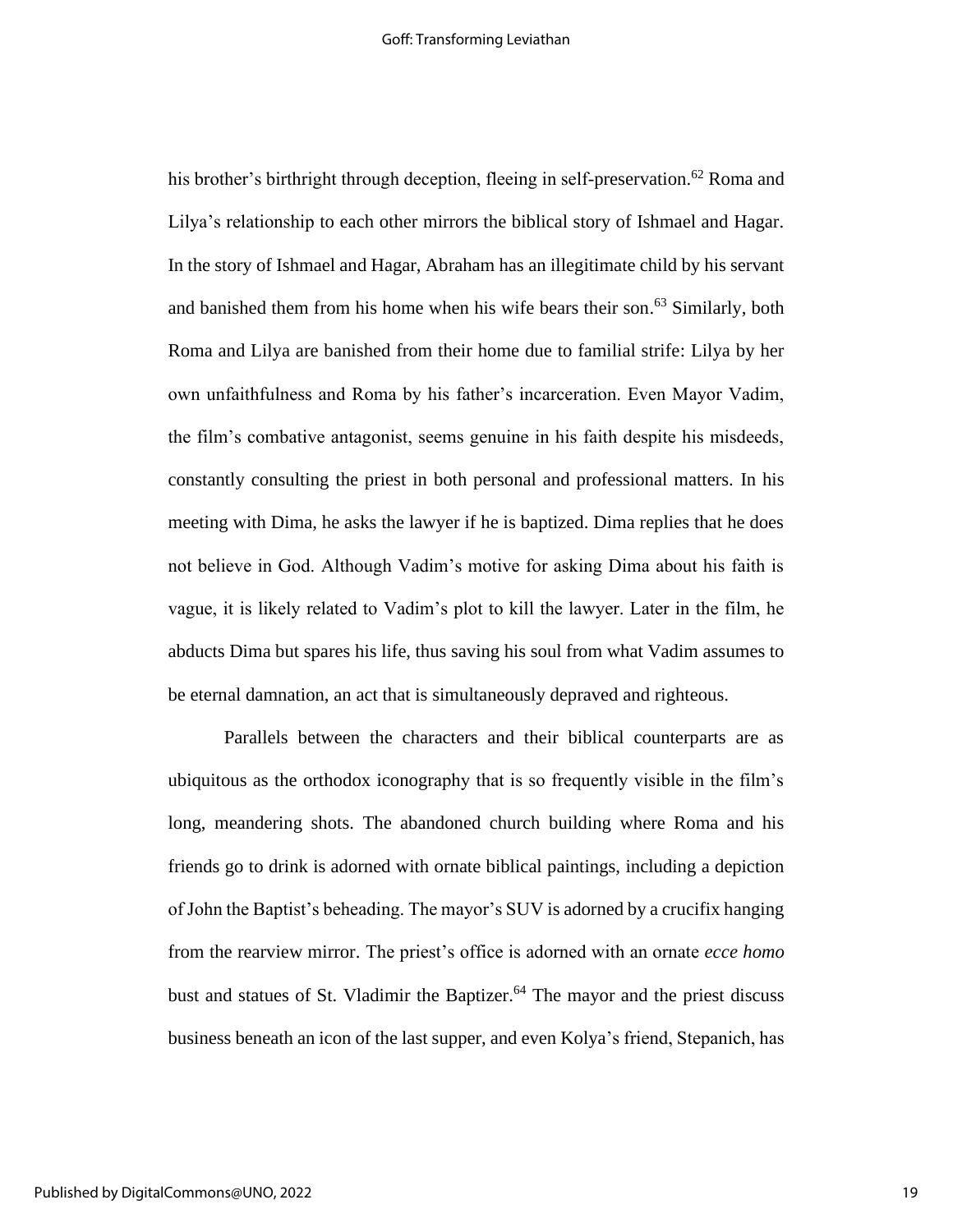his brother's birthright through deception, fleeing in self-preservation.[62] Roma and Lilya's relationship to each other mirrors the biblical story of Ishmael and Hagar. In the story of Ishmael and Hagar, Abraham has an illegitimate child by his servant and banished them from his home when his wife bears their son.[63] Similarly, both Roma and Lilya are banished from their home due to familial strife: Lilya by her own unfaithfulness and Roma by his father's incarceration. Even Mayor Vadim, the film's combative antagonist, seems genuine in his faith despite his misdeeds, constantly consulting the priest in both personal and professional matters. In his meeting with Dima, he asks the lawyer if he is baptized. Dima replies that he does not believe in God. Although Vadim's motive for asking Dima about his faith is vague, it is likely related to Vadim's plot to kill the lawyer. Later in the film, he abducts Dima but spares his life, thus saving his soul from what Vadim assumes to be eternal damnation, an act that is simultaneously depraved and righteous.

Parallels between the characters and their biblical counterparts are as ubiquitous as the orthodox iconography that is so frequently visible in the film's long, meandering shots. The abandoned church building where Roma and his friends go to drink is adorned with ornate biblical paintings, including a depiction of John the Baptist's beheading. The mayor's SUV is adorned by a crucifix hanging from the rearview mirror. The priest's office is adorned with an ornate *ecce homo* bust and statues of St. Vladimir the Baptizer.[64] The mayor and the priest discuss business beneath an icon of the last supper, and even Kolya's friend, Stepanich, has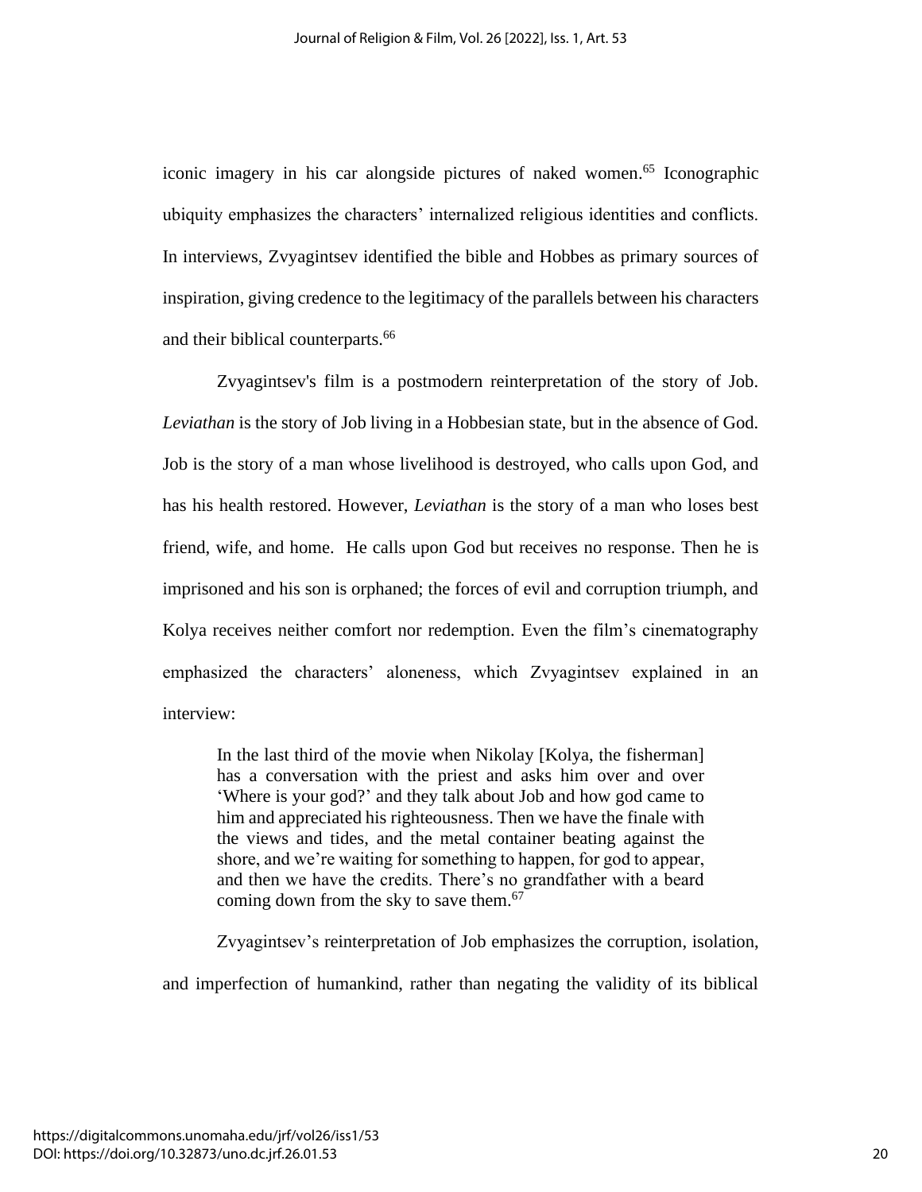iconic imagery in his car alongside pictures of naked women.[65] Iconographic ubiquity emphasizes the characters' internalized religious identities and conflicts. In interviews, Zvyagintsev identified the bible and Hobbes as primary sources of inspiration, giving credence to the legitimacy of the parallels between his characters and their biblical counterparts.[66]

Zvyagintsev's film is a postmodern reinterpretation of the story of Job. *Leviathan* is the story of Job living in a Hobbesian state, but in the absence of God. Job is the story of a man whose livelihood is destroyed, who calls upon God, and has his health restored. However, *Leviathan* is the story of a man who loses best friend, wife, and home. He calls upon God but receives no response. Then he is imprisoned and his son is orphaned; the forces of evil and corruption triumph, and Kolya receives neither comfort nor redemption. Even the film's cinematography emphasized the characters' aloneness, which Zvyagintsev explained in an interview:

> In the last third of the movie when Nikolay [Kolya, the fisherman] has a conversation with the priest and asks him over and over 'Where is your god?' and they talk about Job and how god came to him and appreciated his righteousness. Then we have the finale with the views and tides, and the metal container beating against the shore, and we're waiting for something to happen, for god to appear, and then we have the credits. There's no grandfather with a beard coming down from the sky to save them.[67]

Zvyagintsev's reinterpretation of Job emphasizes the corruption, isolation, and imperfection of humankind, rather than negating the validity of its biblical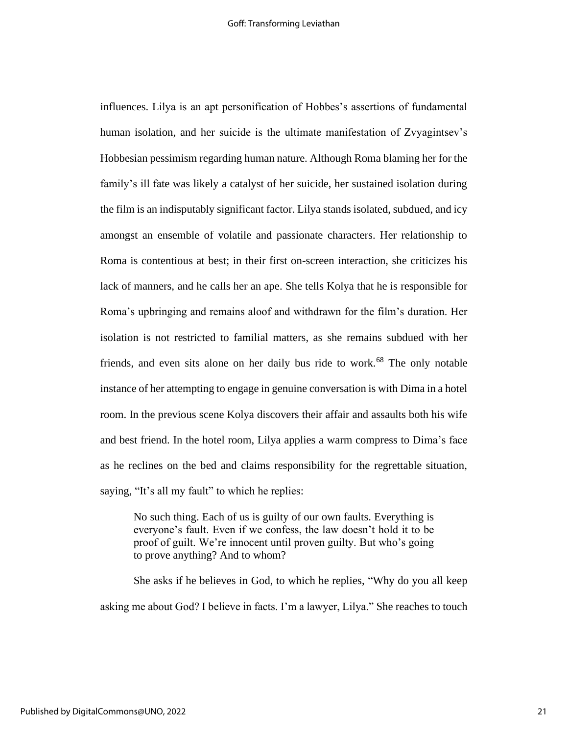influences. Lilya is an apt personification of Hobbes's assertions of fundamental human isolation, and her suicide is the ultimate manifestation of Zvyagintsev's Hobbesian pessimism regarding human nature. Although Roma blaming her for the family's ill fate was likely a catalyst of her suicide, her sustained isolation during the film is an indisputably significant factor. Lilya stands isolated, subdued, and icy amongst an ensemble of volatile and passionate characters. Her relationship to Roma is contentious at best; in their first on-screen interaction, she criticizes his lack of manners, and he calls her an ape. She tells Kolya that he is responsible for Roma's upbringing and remains aloof and withdrawn for the film's duration. Her isolation is not restricted to familial matters, as she remains subdued with her friends, and even sits alone on her daily bus ride to work.[68] The only notable instance of her attempting to engage in genuine conversation is with Dima in a hotel room. In the previous scene Kolya discovers their affair and assaults both his wife and best friend. In the hotel room, Lilya applies a warm compress to Dima's face as he reclines on the bed and claims responsibility for the regrettable situation, saying, "It's all my fault" to which he replies:

> No such thing. Each of us is guilty of our own faults. Everything is everyone's fault. Even if we confess, the law doesn't hold it to be proof of guilt. We're innocent until proven guilty. But who's going to prove anything? And to whom?

She asks if he believes in God, to which he replies, "Why do you all keep asking me about God? I believe in facts. I'm a lawyer, Lilya." She reaches to touch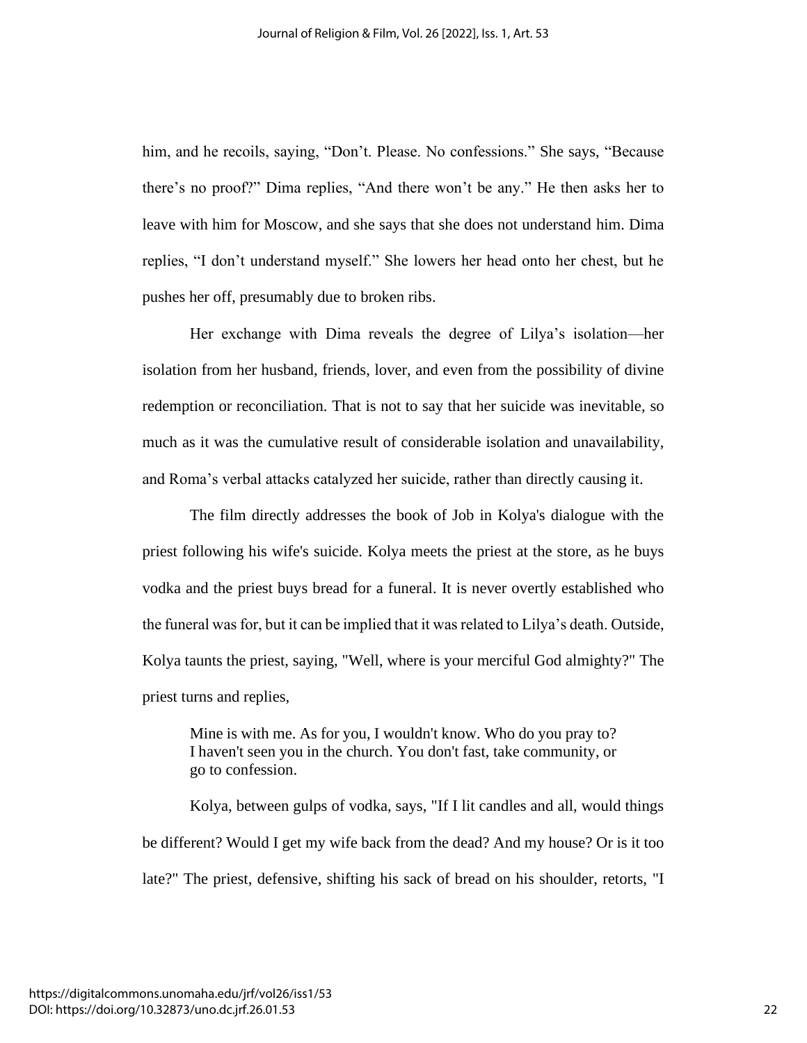him, and he recoils, saying, “Don’t. Please. No confessions.” She says, “Because there’s no proof?” Dima replies, “And there won’t be any.” He then asks her to leave with him for Moscow, and she says that she does not understand him. Dima replies, “I don’t understand myself.” She lowers her head onto her chest, but he pushes her off, presumably due to broken ribs.

Her exchange with Dima reveals the degree of Lilya’s isolation—her isolation from her husband, friends, lover, and even from the possibility of divine redemption or reconciliation. That is not to say that her suicide was inevitable, so much as it was the cumulative result of considerable isolation and unavailability, and Roma’s verbal attacks catalyzed her suicide, rather than directly causing it.

The film directly addresses the book of Job in Kolya's dialogue with the priest following his wife's suicide. Kolya meets the priest at the store, as he buys vodka and the priest buys bread for a funeral. It is never overtly established who the funeral was for, but it can be implied that it was related to Lilya’s death. Outside, Kolya taunts the priest, saying, "Well, where is your merciful God almighty?" The priest turns and replies,

> Mine is with me. As for you, I wouldn't know. Who do you pray to? I haven't seen you in the church. You don't fast, take community, or go to confession.

Kolya, between gulps of vodka, says, "If I lit candles and all, would things be different? Would I get my wife back from the dead? And my house? Or is it too late?" The priest, defensive, shifting his sack of bread on his shoulder, retorts, "I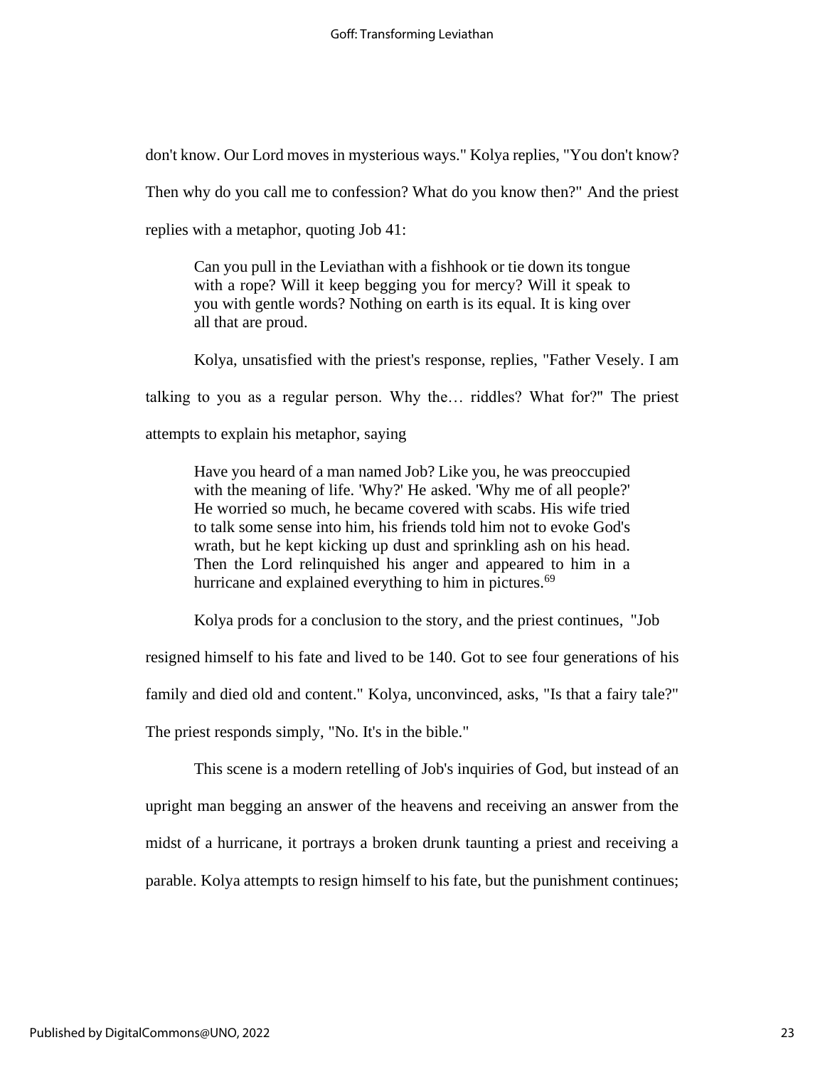don't know. Our Lord moves in mysterious ways." Kolya replies, "You don't know? Then why do you call me to confession? What do you know then?" And the priest replies with a metaphor, quoting Job 41:

> Can you pull in the Leviathan with a fishhook or tie down its tongue with a rope? Will it keep begging you for mercy? Will it speak to you with gentle words? Nothing on earth is its equal. It is king over all that are proud.

Kolya, unsatisfied with the priest's response, replies, "Father Vesely. I am talking to you as a regular person. Why the… riddles? What for?" The priest attempts to explain his metaphor, saying

> Have you heard of a man named Job? Like you, he was preoccupied with the meaning of life. 'Why?' He asked. 'Why me of all people?' He worried so much, he became covered with scabs. His wife tried to talk some sense into him, his friends told him not to evoke God's wrath, but he kept kicking up dust and sprinkling ash on his head. Then the Lord relinquished his anger and appeared to him in a hurricane and explained everything to him in pictures.[69]

Kolya prods for a conclusion to the story, and the priest continues, "Job resigned himself to his fate and lived to be 140. Got to see four generations of his family and died old and content." Kolya, unconvinced, asks, "Is that a fairy tale?" The priest responds simply, "No. It's in the bible."

This scene is a modern retelling of Job's inquiries of God, but instead of an upright man begging an answer of the heavens and receiving an answer from the midst of a hurricane, it portrays a broken drunk taunting a priest and receiving a parable. Kolya attempts to resign himself to his fate, but the punishment continues;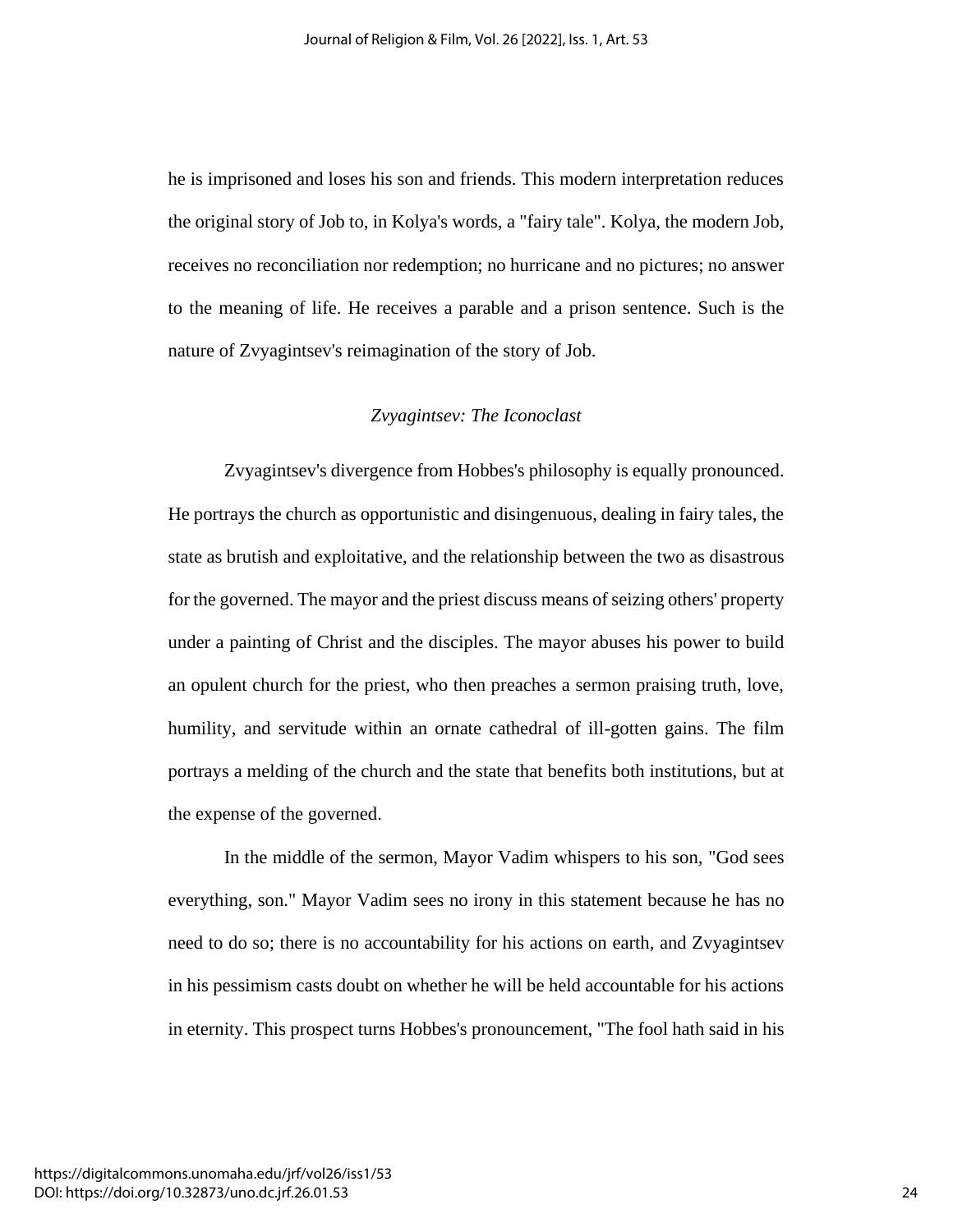he is imprisoned and loses his son and friends. This modern interpretation reduces the original story of Job to, in Kolya's words, a "fairy tale". Kolya, the modern Job, receives no reconciliation nor redemption; no hurricane and no pictures; no answer to the meaning of life. He receives a parable and a prison sentence. Such is the nature of Zvyagintsev's reimagination of the story of Job.

### *Zvyagintsev: The Iconoclast*

Zvyagintsev's divergence from Hobbes's philosophy is equally pronounced. He portrays the church as opportunistic and disingenuous, dealing in fairy tales, the state as brutish and exploitative, and the relationship between the two as disastrous for the governed. The mayor and the priest discuss means of seizing others' property under a painting of Christ and the disciples. The mayor abuses his power to build an opulent church for the priest, who then preaches a sermon praising truth, love, humility, and servitude within an ornate cathedral of ill-gotten gains. The film portrays a melding of the church and the state that benefits both institutions, but at the expense of the governed.

In the middle of the sermon, Mayor Vadim whispers to his son, "God sees everything, son." Mayor Vadim sees no irony in this statement because he has no need to do so; there is no accountability for his actions on earth, and Zvyagintsev in his pessimism casts doubt on whether he will be held accountable for his actions in eternity. This prospect turns Hobbes's pronouncement, "The fool hath said in his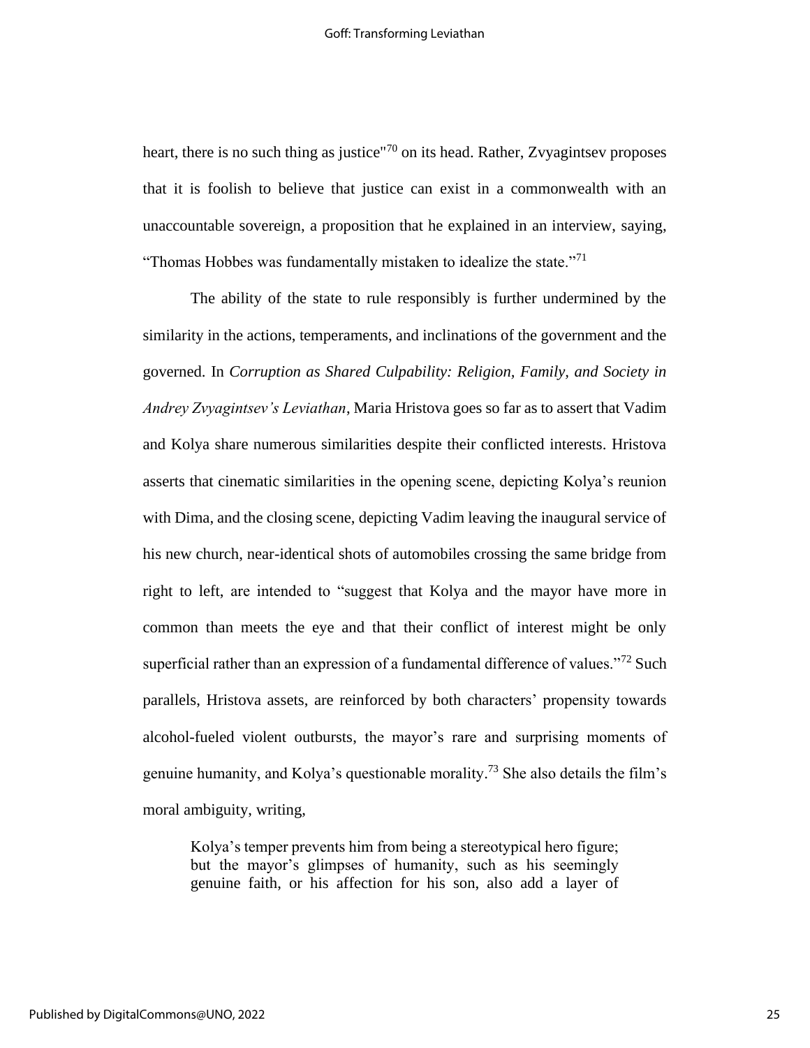heart, there is no such thing as justice"[70] on its head. Rather, Zvyagintsev proposes that it is foolish to believe that justice can exist in a commonwealth with an unaccountable sovereign, a proposition that he explained in an interview, saying, “Thomas Hobbes was fundamentally mistaken to idealize the state.”[71]

The ability of the state to rule responsibly is further undermined by the similarity in the actions, temperaments, and inclinations of the government and the governed. In *Corruption as Shared Culpability: Religion, Family, and Society in Andrey Zvyagintsev’s Leviathan*, Maria Hristova goes so far as to assert that Vadim and Kolya share numerous similarities despite their conflicted interests. Hristova asserts that cinematic similarities in the opening scene, depicting Kolya’s reunion with Dima, and the closing scene, depicting Vadim leaving the inaugural service of his new church, near-identical shots of automobiles crossing the same bridge from right to left, are intended to “suggest that Kolya and the mayor have more in common than meets the eye and that their conflict of interest might be only superficial rather than an expression of a fundamental difference of values.”[72] Such parallels, Hristova assets, are reinforced by both characters’ propensity towards alcohol-fueled violent outbursts, the mayor’s rare and surprising moments of genuine humanity, and Kolya’s questionable morality.[73] She also details the film’s moral ambiguity, writing,

> Kolya’s temper prevents him from being a stereotypical hero figure; but the mayor’s glimpses of humanity, such as his seemingly genuine faith, or his affection for his son, also add a layer of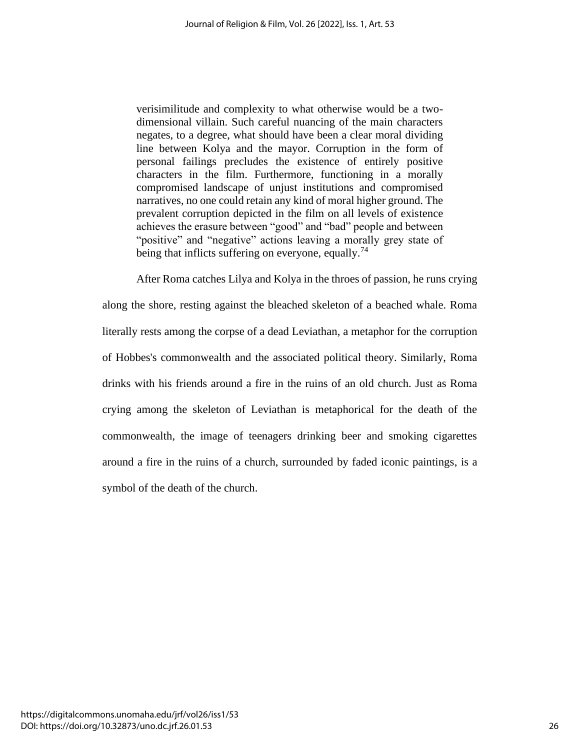> verisimilitude and complexity to what otherwise would be a two-dimensional villain. Such careful nuancing of the main characters negates, to a degree, what should have been a clear moral dividing line between Kolya and the mayor. Corruption in the form of personal failings precludes the existence of entirely positive characters in the film. Furthermore, functioning in a morally compromised landscape of unjust institutions and compromised narratives, no one could retain any kind of moral higher ground. The prevalent corruption depicted in the film on all levels of existence achieves the erasure between "good" and "bad" people and between "positive" and "negative" actions leaving a morally grey state of being that inflicts suffering on everyone, equally.[74]

After Roma catches Lilya and Kolya in the throes of passion, he runs crying along the shore, resting against the bleached skeleton of a beached whale. Roma literally rests among the corpse of a dead Leviathan, a metaphor for the corruption of Hobbes's commonwealth and the associated political theory. Similarly, Roma drinks with his friends around a fire in the ruins of an old church. Just as Roma crying among the skeleton of Leviathan is metaphorical for the death of the commonwealth, the image of teenagers drinking beer and smoking cigarettes around a fire in the ruins of a church, surrounded by faded iconic paintings, is a symbol of the death of the church.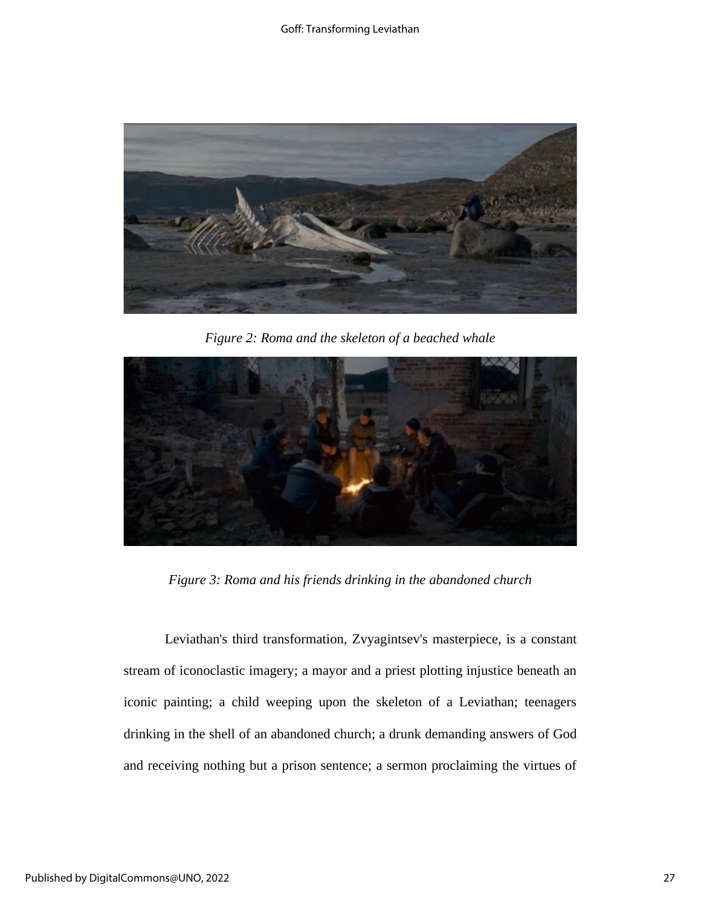*Figure 2: Roma and the skeleton of a beached whale*

*Figure 3: Roma and his friends drinking in the abandoned church*

Leviathan's third transformation, Zvyagintsev's masterpiece, is a constant stream of iconoclastic imagery; a mayor and a priest plotting injustice beneath an iconic painting; a child weeping upon the skeleton of a Leviathan; teenagers drinking in the shell of an abandoned church; a drunk demanding answers of God and receiving nothing but a prison sentence; a sermon proclaiming the virtues of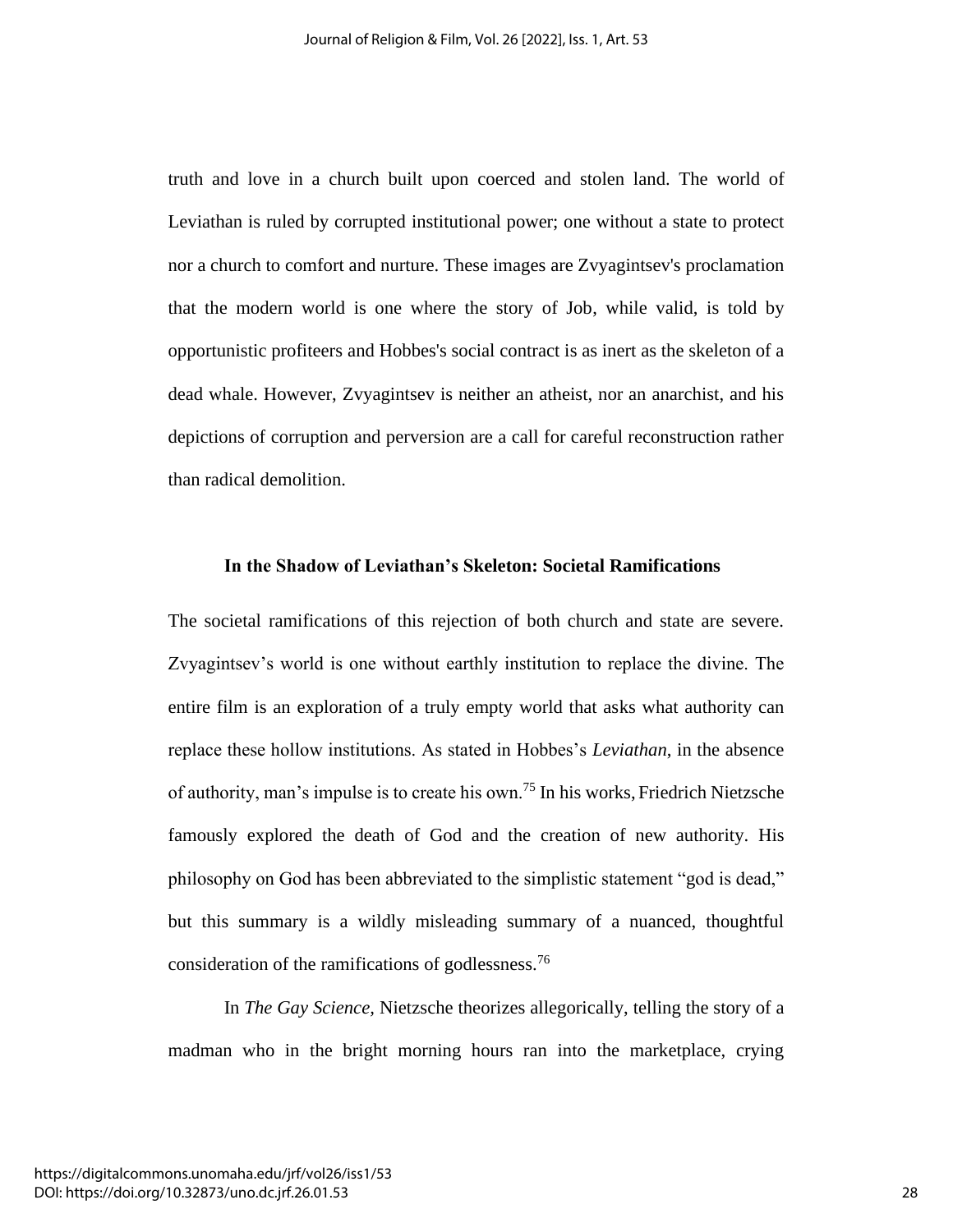truth and love in a church built upon coerced and stolen land. The world of Leviathan is ruled by corrupted institutional power; one without a state to protect nor a church to comfort and nurture. These images are Zvyagintsev's proclamation that the modern world is one where the story of Job, while valid, is told by opportunistic profiteers and Hobbes's social contract is as inert as the skeleton of a dead whale. However, Zvyagintsev is neither an atheist, nor an anarchist, and his depictions of corruption and perversion are a call for careful reconstruction rather than radical demolition.

### In the Shadow of Leviathan's Skeleton: Societal Ramifications

The societal ramifications of this rejection of both church and state are severe. Zvyagintsev's world is one without earthly institution to replace the divine. The entire film is an exploration of a truly empty world that asks what authority can replace these hollow institutions. As stated in Hobbes's *Leviathan*, in the absence of authority, man's impulse is to create his own.[75] In his works, Friedrich Nietzsche famously explored the death of God and the creation of new authority. His philosophy on God has been abbreviated to the simplistic statement "god is dead," but this summary is a wildly misleading summary of a nuanced, thoughtful consideration of the ramifications of godlessness.[76]

In *The Gay Science*, Nietzsche theorizes allegorically, telling the story of a madman who in the bright morning hours ran into the marketplace, crying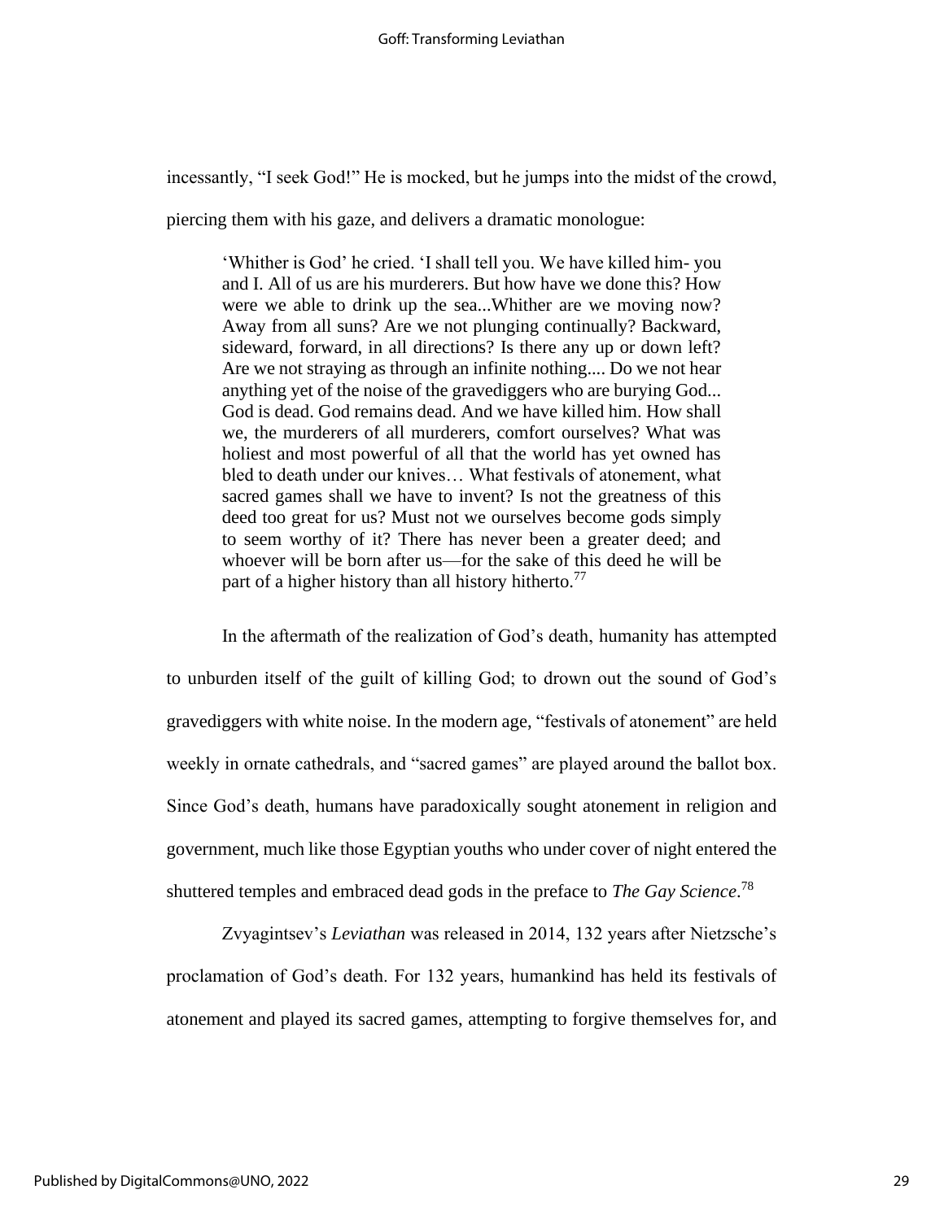incessantly, "I seek God!" He is mocked, but he jumps into the midst of the crowd, piercing them with his gaze, and delivers a dramatic monologue:

> 'Whither is God' he cried. 'I shall tell you. We have killed him- you and I. All of us are his murderers. But how have we done this? How were we able to drink up the sea...Whither are we moving now? Away from all suns? Are we not plunging continually? Backward, sideward, forward, in all directions? Is there any up or down left? Are we not straying as through an infinite nothing.... Do we not hear anything yet of the noise of the gravediggers who are burying God... God is dead. God remains dead. And we have killed him. How shall we, the murderers of all murderers, comfort ourselves? What was holiest and most powerful of all that the world has yet owned has bled to death under our knives… What festivals of atonement, what sacred games shall we have to invent? Is not the greatness of this deed too great for us? Must not we ourselves become gods simply to seem worthy of it? There has never been a greater deed; and whoever will be born after us—for the sake of this deed he will be part of a higher history than all history hitherto.[77]

In the aftermath of the realization of God's death, humanity has attempted to unburden itself of the guilt of killing God; to drown out the sound of God's gravediggers with white noise. In the modern age, "festivals of atonement" are held weekly in ornate cathedrals, and "sacred games" are played around the ballot box. Since God's death, humans have paradoxically sought atonement in religion and government, much like those Egyptian youths who under cover of night entered the shuttered temples and embraced dead gods in the preface to *The Gay Science*.[78]

Zvyagintsev's *Leviathan* was released in 2014, 132 years after Nietzsche's proclamation of God's death. For 132 years, humankind has held its festivals of atonement and played its sacred games, attempting to forgive themselves for, and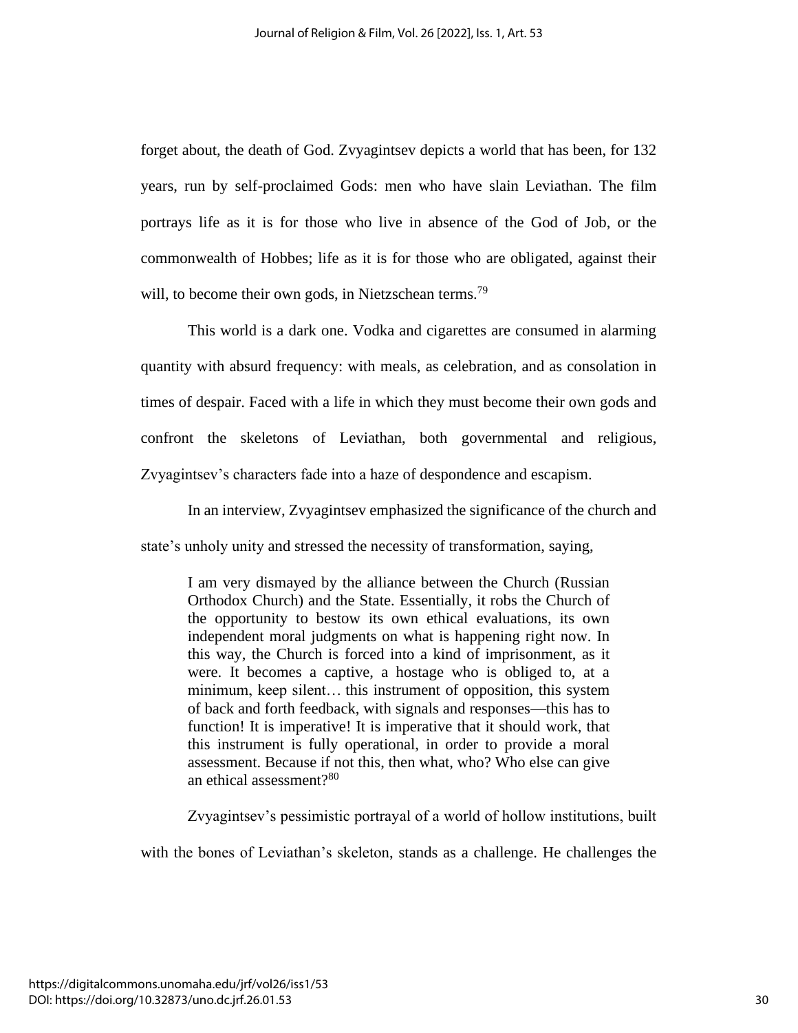forget about, the death of God. Zvyagintsev depicts a world that has been, for 132 years, run by self-proclaimed Gods: men who have slain Leviathan. The film portrays life as it is for those who live in absence of the God of Job, or the commonwealth of Hobbes; life as it is for those who are obligated, against their will, to become their own gods, in Nietzschean terms.[79]

This world is a dark one. Vodka and cigarettes are consumed in alarming quantity with absurd frequency: with meals, as celebration, and as consolation in times of despair. Faced with a life in which they must become their own gods and confront the skeletons of Leviathan, both governmental and religious, Zvyagintsev's characters fade into a haze of despondence and escapism.

In an interview, Zvyagintsev emphasized the significance of the church and state's unholy unity and stressed the necessity of transformation, saying,

> I am very dismayed by the alliance between the Church (Russian Orthodox Church) and the State. Essentially, it robs the Church of the opportunity to bestow its own ethical evaluations, its own independent moral judgments on what is happening right now. In this way, the Church is forced into a kind of imprisonment, as it were. It becomes a captive, a hostage who is obliged to, at a minimum, keep silent… this instrument of opposition, this system of back and forth feedback, with signals and responses—this has to function! It is imperative! It is imperative that it should work, that this instrument is fully operational, in order to provide a moral assessment. Because if not this, then what, who? Who else can give an ethical assessment?[80]

Zvyagintsev's pessimistic portrayal of a world of hollow institutions, built with the bones of Leviathan's skeleton, stands as a challenge. He challenges the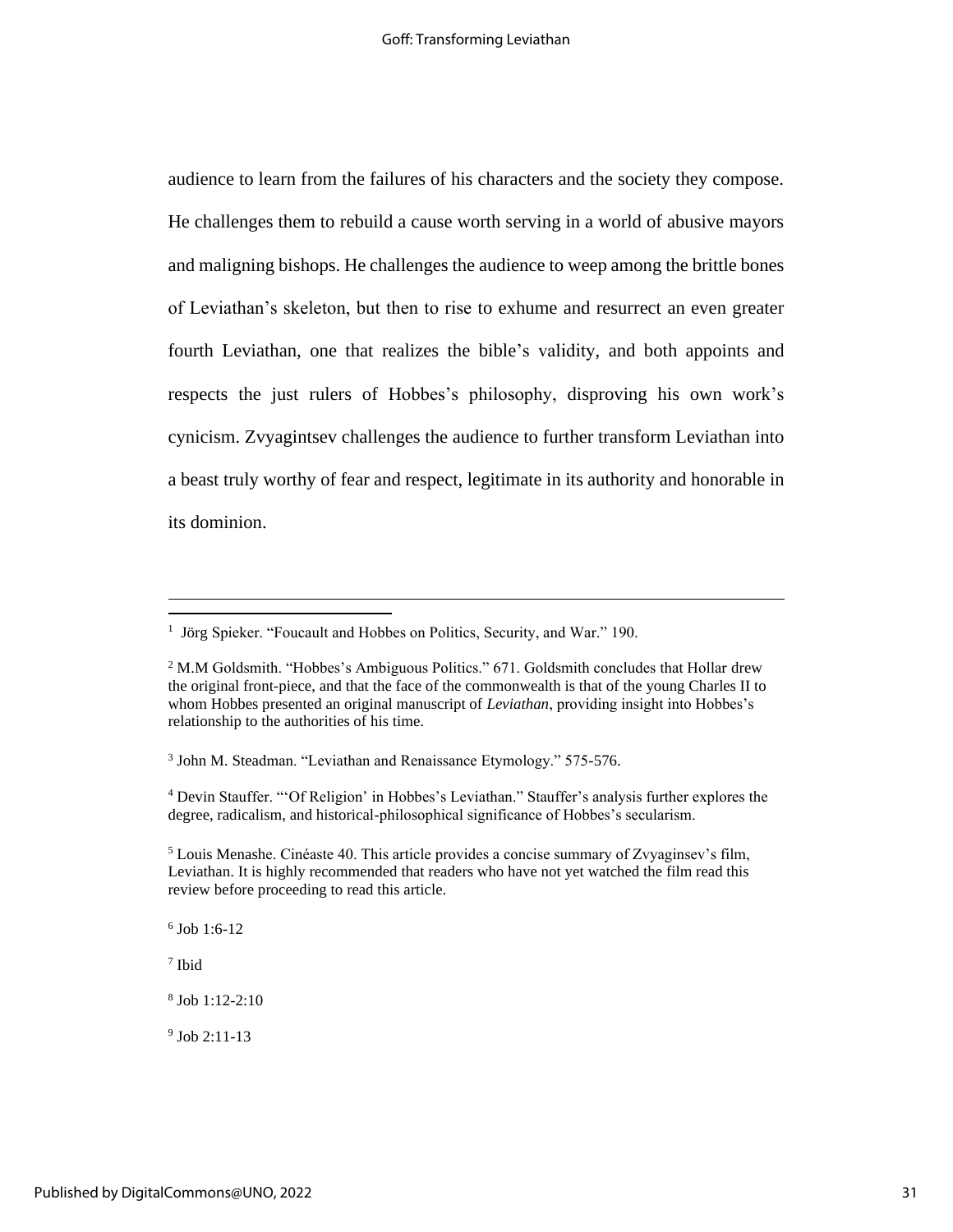audience to learn from the failures of his characters and the society they compose. He challenges them to rebuild a cause worth serving in a world of abusive mayors and maligning bishops. He challenges the audience to weep among the brittle bones of Leviathan's skeleton, but then to rise to exhume and resurrect an even greater fourth Leviathan, one that realizes the bible's validity, and both appoints and respects the just rulers of Hobbes's philosophy, disproving his own work's cynicism. Zvyagintsev challenges the audience to further transform Leviathan into a beast truly worthy of fear and respect, legitimate in its authority and honorable in its dominion.

---

[1] Jörg Spieker. "Foucault and Hobbes on Politics, Security, and War." 190.

[2] M.M Goldsmith. "Hobbes's Ambiguous Politics." 671. Goldsmith concludes that Hollar drew the original front-piece, and that the face of the commonwealth is that of the young Charles II to whom Hobbes presented an original manuscript of *Leviathan*, providing insight into Hobbes's relationship to the authorities of his time.

[3] John M. Steadman. "Leviathan and Renaissance Etymology." 575-576.

[4] Devin Stauffer. "'Of Religion' in Hobbes's Leviathan." Stauffer's analysis further explores the degree, radicalism, and historical-philosophical significance of Hobbes's secularism.

[5] Louis Menashe. Cinéaste 40. This article provides a concise summary of Zvyaginsev's film, Leviathan. It is highly recommended that readers who have not yet watched the film read this review before proceeding to read this article.

[6] Job 1:6-12

[7] Ibid

[8] Job 1:12-2:10

[9] Job 2:11-13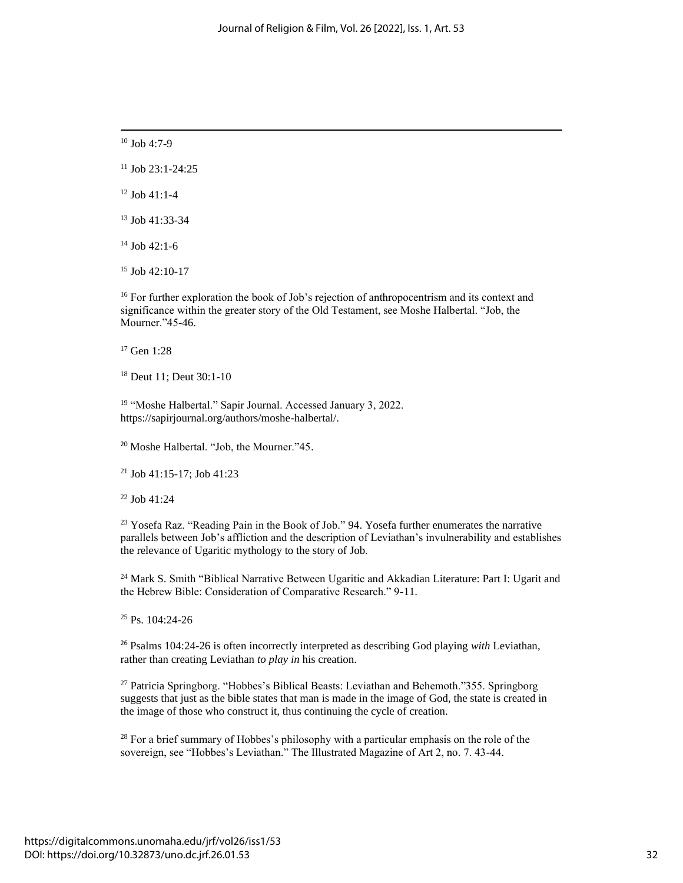[10] Job 4:7-9

[11] Job 23:1-24:25

[12] Job 41:1-4

[13] Job 41:33-34

[14] Job 42:1-6

[15] Job 42:10-17

[16] For further exploration the book of Job's rejection of anthropocentrism and its context and significance within the greater story of the Old Testament, see Moshe Halbertal. "Job, the Mourner."45-46.

[17] Gen 1:28

[18] Deut 11; Deut 30:1-10

[19] "Moshe Halbertal." Sapir Journal. Accessed January 3, 2022. https://sapirjournal.org/authors/moshe-halbertal/.

[20] Moshe Halbertal. "Job, the Mourner."45.

[21] Job 41:15-17; Job 41:23

[22] Job 41:24

[23] Yosefa Raz. "Reading Pain in the Book of Job." 94. Yosefa further enumerates the narrative parallels between Job's affliction and the description of Leviathan's invulnerability and establishes the relevance of Ugaritic mythology to the story of Job.

[24] Mark S. Smith "Biblical Narrative Between Ugaritic and Akkadian Literature: Part I: Ugarit and the Hebrew Bible: Consideration of Comparative Research." 9-11.

[25] Ps. 104:24-26

[26] Psalms 104:24-26 is often incorrectly interpreted as describing God playing *with* Leviathan, rather than creating Leviathan *to play in* his creation.

[27] Patricia Springborg. "Hobbes's Biblical Beasts: Leviathan and Behemoth."355. Springborg suggests that just as the bible states that man is made in the image of God, the state is created in the image of those who construct it, thus continuing the cycle of creation.

[28] For a brief summary of Hobbes's philosophy with a particular emphasis on the role of the sovereign, see "Hobbes's Leviathan." The Illustrated Magazine of Art 2, no. 7. 43-44.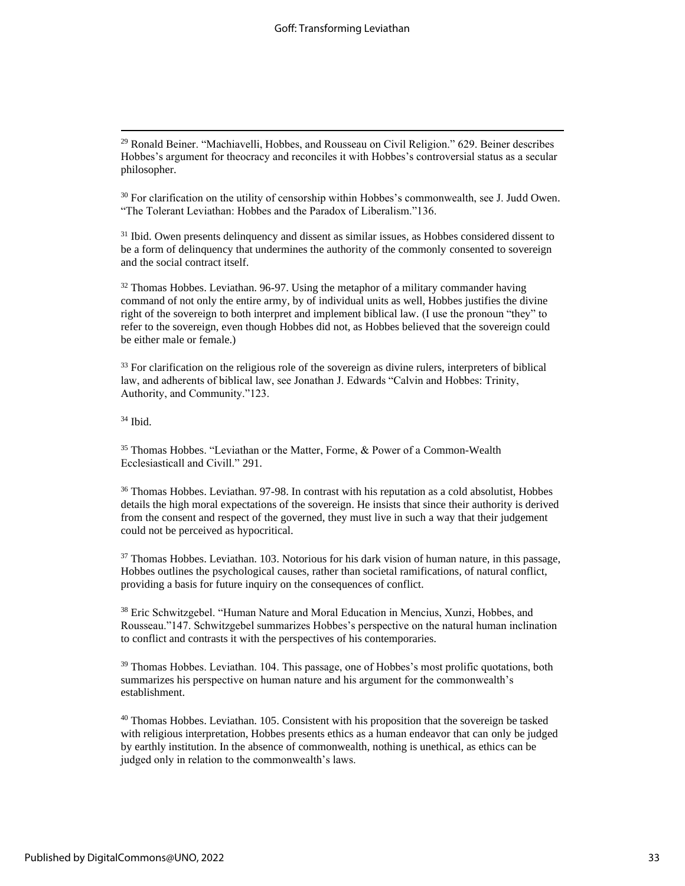[29] Ronald Beiner. "Machiavelli, Hobbes, and Rousseau on Civil Religion." 629. Beiner describes Hobbes's argument for theocracy and reconciles it with Hobbes's controversial status as a secular philosopher.

[30] For clarification on the utility of censorship within Hobbes's commonwealth, see J. Judd Owen. "The Tolerant Leviathan: Hobbes and the Paradox of Liberalism."136.

[31] Ibid. Owen presents delinquency and dissent as similar issues, as Hobbes considered dissent to be a form of delinquency that undermines the authority of the commonly consented to sovereign and the social contract itself.

[32] Thomas Hobbes. Leviathan. 96-97. Using the metaphor of a military commander having command of not only the entire army, by of individual units as well, Hobbes justifies the divine right of the sovereign to both interpret and implement biblical law. (I use the pronoun "they" to refer to the sovereign, even though Hobbes did not, as Hobbes believed that the sovereign could be either male or female.)

[33] For clarification on the religious role of the sovereign as divine rulers, interpreters of biblical law, and adherents of biblical law, see Jonathan J. Edwards "Calvin and Hobbes: Trinity, Authority, and Community."123.

[34] Ibid.

[35] Thomas Hobbes. "Leviathan or the Matter, Forme, & Power of a Common-Wealth Ecclesiasticall and Civill." 291.

[36] Thomas Hobbes. Leviathan. 97-98. In contrast with his reputation as a cold absolutist, Hobbes details the high moral expectations of the sovereign. He insists that since their authority is derived from the consent and respect of the governed, they must live in such a way that their judgement could not be perceived as hypocritical.

[37] Thomas Hobbes. Leviathan. 103. Notorious for his dark vision of human nature, in this passage, Hobbes outlines the psychological causes, rather than societal ramifications, of natural conflict, providing a basis for future inquiry on the consequences of conflict.

[38] Eric Schwitzgebel. "Human Nature and Moral Education in Mencius, Xunzi, Hobbes, and Rousseau."147. Schwitzgebel summarizes Hobbes's perspective on the natural human inclination to conflict and contrasts it with the perspectives of his contemporaries.

[39] Thomas Hobbes. Leviathan. 104. This passage, one of Hobbes's most prolific quotations, both summarizes his perspective on human nature and his argument for the commonwealth's establishment.

[40] Thomas Hobbes. Leviathan. 105. Consistent with his proposition that the sovereign be tasked with religious interpretation, Hobbes presents ethics as a human endeavor that can only be judged by earthly institution. In the absence of commonwealth, nothing is unethical, as ethics can be judged only in relation to the commonwealth's laws.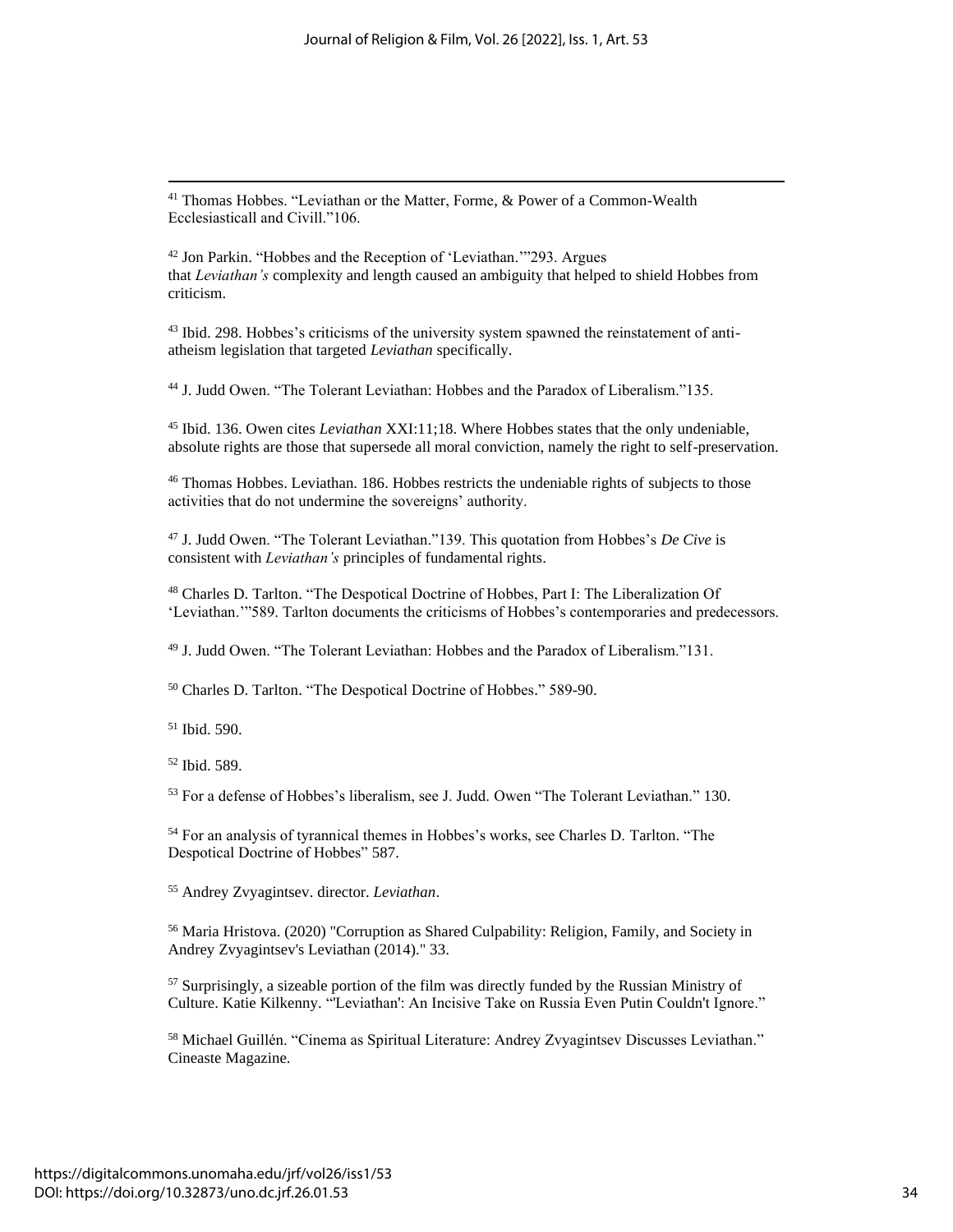[41] Thomas Hobbes. "Leviathan or the Matter, Forme, & Power of a Common-Wealth Ecclesiasticall and Civill."106.

[42] Jon Parkin. "Hobbes and the Reception of 'Leviathan.'"293. Argues that *Leviathan's* complexity and length caused an ambiguity that helped to shield Hobbes from criticism.

[43] Ibid. 298. Hobbes's criticisms of the university system spawned the reinstatement of anti-atheism legislation that targeted *Leviathan* specifically.

[44] J. Judd Owen. "The Tolerant Leviathan: Hobbes and the Paradox of Liberalism."135.

[45] Ibid. 136. Owen cites *Leviathan* XXI:11;18. Where Hobbes states that the only undeniable, absolute rights are those that supersede all moral conviction, namely the right to self-preservation.

[46] Thomas Hobbes. Leviathan. 186. Hobbes restricts the undeniable rights of subjects to those activities that do not undermine the sovereigns' authority.

[47] J. Judd Owen. "The Tolerant Leviathan."139. This quotation from Hobbes's *De Cive* is consistent with *Leviathan's* principles of fundamental rights.

[48] Charles D. Tarlton. "The Despotical Doctrine of Hobbes, Part I: The Liberalization Of 'Leviathan.'"589. Tarlton documents the criticisms of Hobbes's contemporaries and predecessors.

[49] J. Judd Owen. "The Tolerant Leviathan: Hobbes and the Paradox of Liberalism."131.

[50] Charles D. Tarlton. "The Despotical Doctrine of Hobbes." 589-90.

[51] Ibid. 590.

[52] Ibid. 589.

[53] For a defense of Hobbes's liberalism, see J. Judd. Owen "The Tolerant Leviathan." 130.

[54] For an analysis of tyrannical themes in Hobbes's works, see Charles D. Tarlton. "The Despotical Doctrine of Hobbes" 587.

[55] Andrey Zvyagintsev. director. *Leviathan*.

[56] Maria Hristova. (2020) "Corruption as Shared Culpability: Religion, Family, and Society in Andrey Zvyagintsev's Leviathan (2014)." 33.

[57] Surprisingly, a sizeable portion of the film was directly funded by the Russian Ministry of Culture. Katie Kilkenny. "'Leviathan': An Incisive Take on Russia Even Putin Couldn't Ignore."

[58] Michael Guillén. "Cinema as Spiritual Literature: Andrey Zvyagintsev Discusses Leviathan." Cineaste Magazine.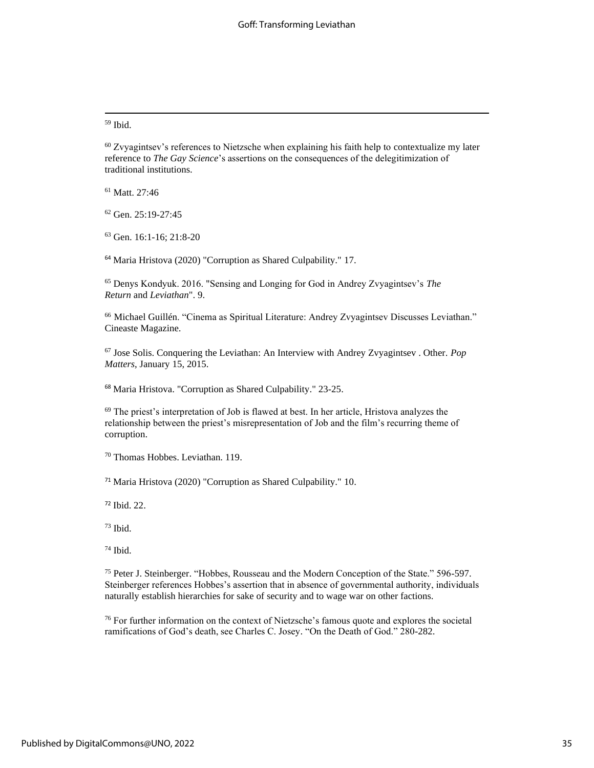[59] Ibid.

[60] Zvyagintsev's references to Nietzsche when explaining his faith help to contextualize my later reference to *The Gay Science*'s assertions on the consequences of the delegitimization of traditional institutions.

[61] Matt. 27:46

[62] Gen. 25:19-27:45

[63] Gen. 16:1-16; 21:8-20

[64] Maria Hristova (2020) "Corruption as Shared Culpability." 17.

[65] Denys Kondyuk. 2016. "Sensing and Longing for God in Andrey Zvyagintsev's *The Return* and *Leviathan*". 9.

[66] Michael Guillén. "Cinema as Spiritual Literature: Andrey Zvyagintsev Discusses Leviathan." Cineaste Magazine.

[67] Jose Solis. Conquering the Leviathan: An Interview with Andrey Zvyagintsev . Other. *Pop Matters*, January 15, 2015.

[68] Maria Hristova. "Corruption as Shared Culpability." 23-25.

[69] The priest's interpretation of Job is flawed at best. In her article, Hristova analyzes the relationship between the priest's misrepresentation of Job and the film's recurring theme of corruption.

[70] Thomas Hobbes. Leviathan. 119.

[71] Maria Hristova (2020) "Corruption as Shared Culpability." 10.

[72] Ibid. 22.

[73] Ibid.

[74] Ibid.

[75] Peter J. Steinberger. "Hobbes, Rousseau and the Modern Conception of the State." 596-597. Steinberger references Hobbes's assertion that in absence of governmental authority, individuals naturally establish hierarchies for sake of security and to wage war on other factions.

[76] For further information on the context of Nietzsche's famous quote and explores the societal ramifications of God's death, see Charles C. Josey. "On the Death of God." 280-282.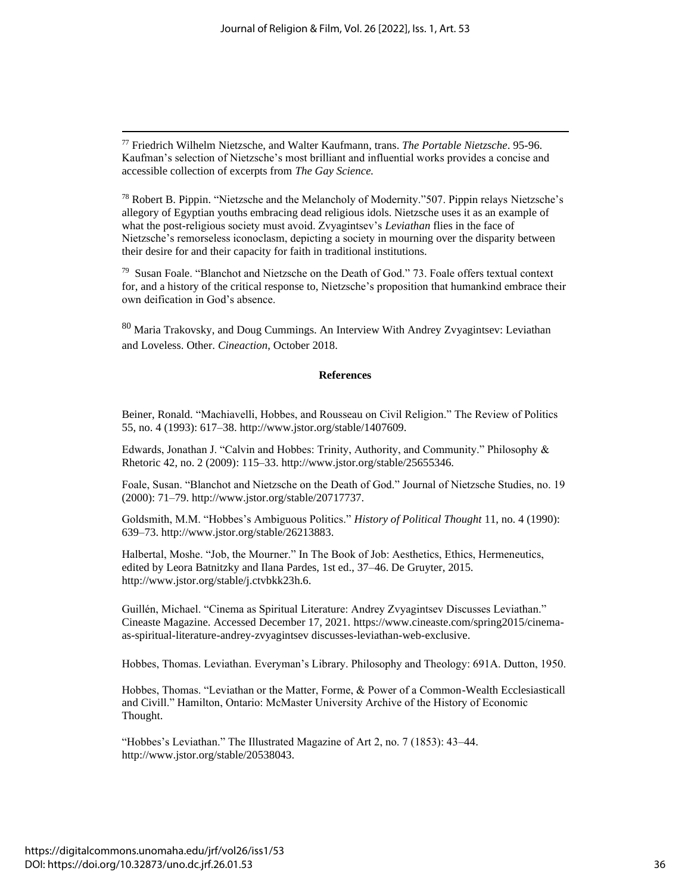[77] Friedrich Wilhelm Nietzsche, and Walter Kaufmann, trans. *The Portable Nietzsche*. 95-96. Kaufman's selection of Nietzsche's most brilliant and influential works provides a concise and accessible collection of excerpts from *The Gay Science.*

[78] Robert B. Pippin. "Nietzsche and the Melancholy of Modernity."507. Pippin relays Nietzsche's allegory of Egyptian youths embracing dead religious idols. Nietzsche uses it as an example of what the post-religious society must avoid. Zvyagintsev's *Leviathan* flies in the face of Nietzsche's remorseless iconoclasm, depicting a society in mourning over the disparity between their desire for and their capacity for faith in traditional institutions.

[79] Susan Foale. "Blanchot and Nietzsche on the Death of God." 73. Foale offers textual context for, and a history of the critical response to, Nietzsche's proposition that humankind embrace their own deification in God's absence.

[80] Maria Trakovsky, and Doug Cummings. An Interview With Andrey Zvyagintsev: Leviathan and Loveless. Other. *Cineaction*, October 2018.

**References**

Beiner, Ronald. "Machiavelli, Hobbes, and Rousseau on Civil Religion." The Review of Politics 55, no. 4 (1993): 617–38. http://www.jstor.org/stable/1407609.

Edwards, Jonathan J. "Calvin and Hobbes: Trinity, Authority, and Community." Philosophy & Rhetoric 42, no. 2 (2009): 115–33. http://www.jstor.org/stable/25655346.

Foale, Susan. "Blanchot and Nietzsche on the Death of God." Journal of Nietzsche Studies, no. 19 (2000): 71–79. http://www.jstor.org/stable/20717737.

Goldsmith, M.M. "Hobbes's Ambiguous Politics." *History of Political Thought* 11, no. 4 (1990): 639–73. http://www.jstor.org/stable/26213883.

Halbertal, Moshe. "Job, the Mourner." In The Book of Job: Aesthetics, Ethics, Hermeneutics, edited by Leora Batnitzky and Ilana Pardes, 1st ed., 37–46. De Gruyter, 2015. http://www.jstor.org/stable/j.ctvbkk23h.6.

Guillén, Michael. "Cinema as Spiritual Literature: Andrey Zvyagintsev Discusses Leviathan." Cineaste Magazine. Accessed December 17, 2021. https://www.cineaste.com/spring2015/cinema-as-spiritual-literature-andrey-zvyagintsev discusses-leviathan-web-exclusive.

Hobbes, Thomas. Leviathan. Everyman's Library. Philosophy and Theology: 691A. Dutton, 1950.

Hobbes, Thomas. "Leviathan or the Matter, Forme, & Power of a Common-Wealth Ecclesiasticall and Civill." Hamilton, Ontario: McMaster University Archive of the History of Economic Thought.

"Hobbes's Leviathan." The Illustrated Magazine of Art 2, no. 7 (1853): 43–44. http://www.jstor.org/stable/20538043.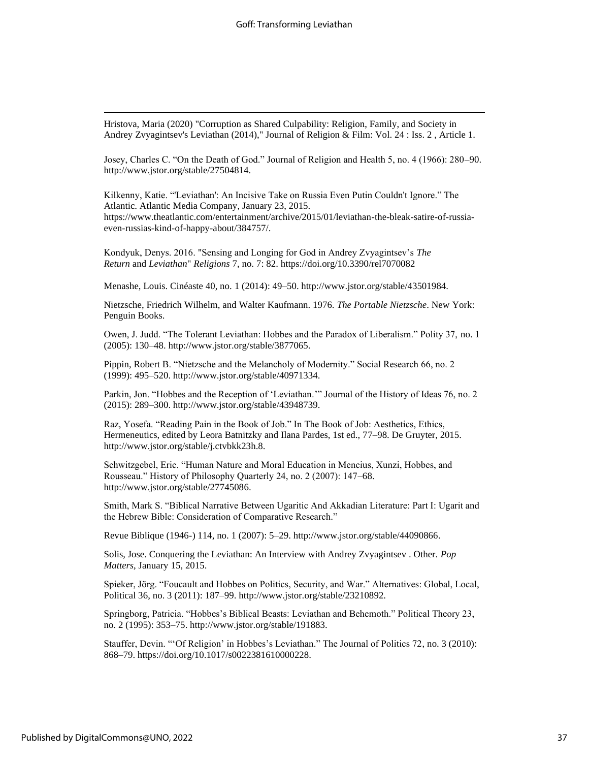Hristova, Maria (2020) "Corruption as Shared Culpability: Religion, Family, and Society in Andrey Zvyagintsev's Leviathan (2014)," Journal of Religion & Film: Vol. 24 : Iss. 2 , Article 1.

Josey, Charles C. "On the Death of God." Journal of Religion and Health 5, no. 4 (1966): 280–90. http://www.jstor.org/stable/27504814.

Kilkenny, Katie. "'Leviathan': An Incisive Take on Russia Even Putin Couldn't Ignore." The Atlantic. Atlantic Media Company, January 23, 2015. https://www.theatlantic.com/entertainment/archive/2015/01/leviathan-the-bleak-satire-of-russia-even-russias-kind-of-happy-about/384757/.

Kondyuk, Denys. 2016. "Sensing and Longing for God in Andrey Zvyagintsev's *The Return* and *Leviathan*" *Religions* 7, no. 7: 82. https://doi.org/10.3390/rel7070082

Menashe, Louis. Cinéaste 40, no. 1 (2014): 49–50. http://www.jstor.org/stable/43501984.

Nietzsche, Friedrich Wilhelm, and Walter Kaufmann. 1976. *The Portable Nietzsche*. New York: Penguin Books.

Owen, J. Judd. "The Tolerant Leviathan: Hobbes and the Paradox of Liberalism." Polity 37, no. 1 (2005): 130–48. http://www.jstor.org/stable/3877065.

Pippin, Robert B. "Nietzsche and the Melancholy of Modernity." Social Research 66, no. 2 (1999): 495–520. http://www.jstor.org/stable/40971334.

Parkin, Jon. "Hobbes and the Reception of 'Leviathan.'" Journal of the History of Ideas 76, no. 2 (2015): 289–300. http://www.jstor.org/stable/43948739.

Raz, Yosefa. "Reading Pain in the Book of Job." In The Book of Job: Aesthetics, Ethics, Hermeneutics, edited by Leora Batnitzky and Ilana Pardes, 1st ed., 77–98. De Gruyter, 2015. http://www.jstor.org/stable/j.ctvbkk23h.8.

Schwitzgebel, Eric. "Human Nature and Moral Education in Mencius, Xunzi, Hobbes, and Rousseau." History of Philosophy Quarterly 24, no. 2 (2007): 147–68. http://www.jstor.org/stable/27745086.

Smith, Mark S. "Biblical Narrative Between Ugaritic And Akkadian Literature: Part I: Ugarit and the Hebrew Bible: Consideration of Comparative Research."

Revue Biblique (1946-) 114, no. 1 (2007): 5–29. http://www.jstor.org/stable/44090866.

Solis, Jose. Conquering the Leviathan: An Interview with Andrey Zvyagintsev . Other. *Pop Matters*, January 15, 2015.

Spieker, Jörg. "Foucault and Hobbes on Politics, Security, and War." Alternatives: Global, Local, Political 36, no. 3 (2011): 187–99. http://www.jstor.org/stable/23210892.

Springborg, Patricia. "Hobbes's Biblical Beasts: Leviathan and Behemoth." Political Theory 23, no. 2 (1995): 353–75. http://www.jstor.org/stable/191883.

Stauffer, Devin. "'Of Religion' in Hobbes's Leviathan." The Journal of Politics 72, no. 3 (2010): 868–79. https://doi.org/10.1017/s0022381610000228.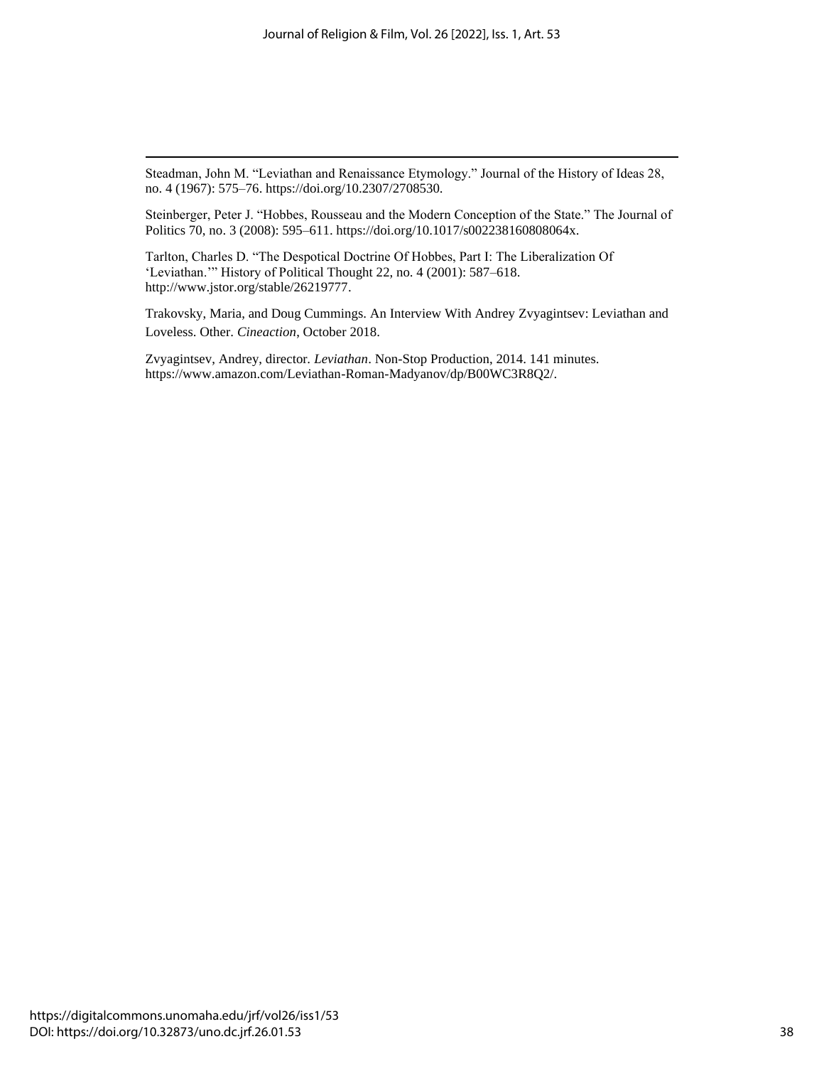Steadman, John M. "Leviathan and Renaissance Etymology." Journal of the History of Ideas 28, no. 4 (1967): 575–76. https://doi.org/10.2307/2708530.

Steinberger, Peter J. "Hobbes, Rousseau and the Modern Conception of the State." The Journal of Politics 70, no. 3 (2008): 595–611. https://doi.org/10.1017/s002238160808064x.

Tarlton, Charles D. "The Despotical Doctrine Of Hobbes, Part I: The Liberalization Of 'Leviathan.'" History of Political Thought 22, no. 4 (2001): 587–618. http://www.jstor.org/stable/26219777.

Trakovsky, Maria, and Doug Cummings. An Interview With Andrey Zvyagintsev: Leviathan and Loveless. Other. *Cineaction*, October 2018.

Zvyagintsev, Andrey, director. *Leviathan*. Non-Stop Production, 2014. 141 minutes. https://www.amazon.com/Leviathan-Roman-Madyanov/dp/B00WC3R8Q2/.